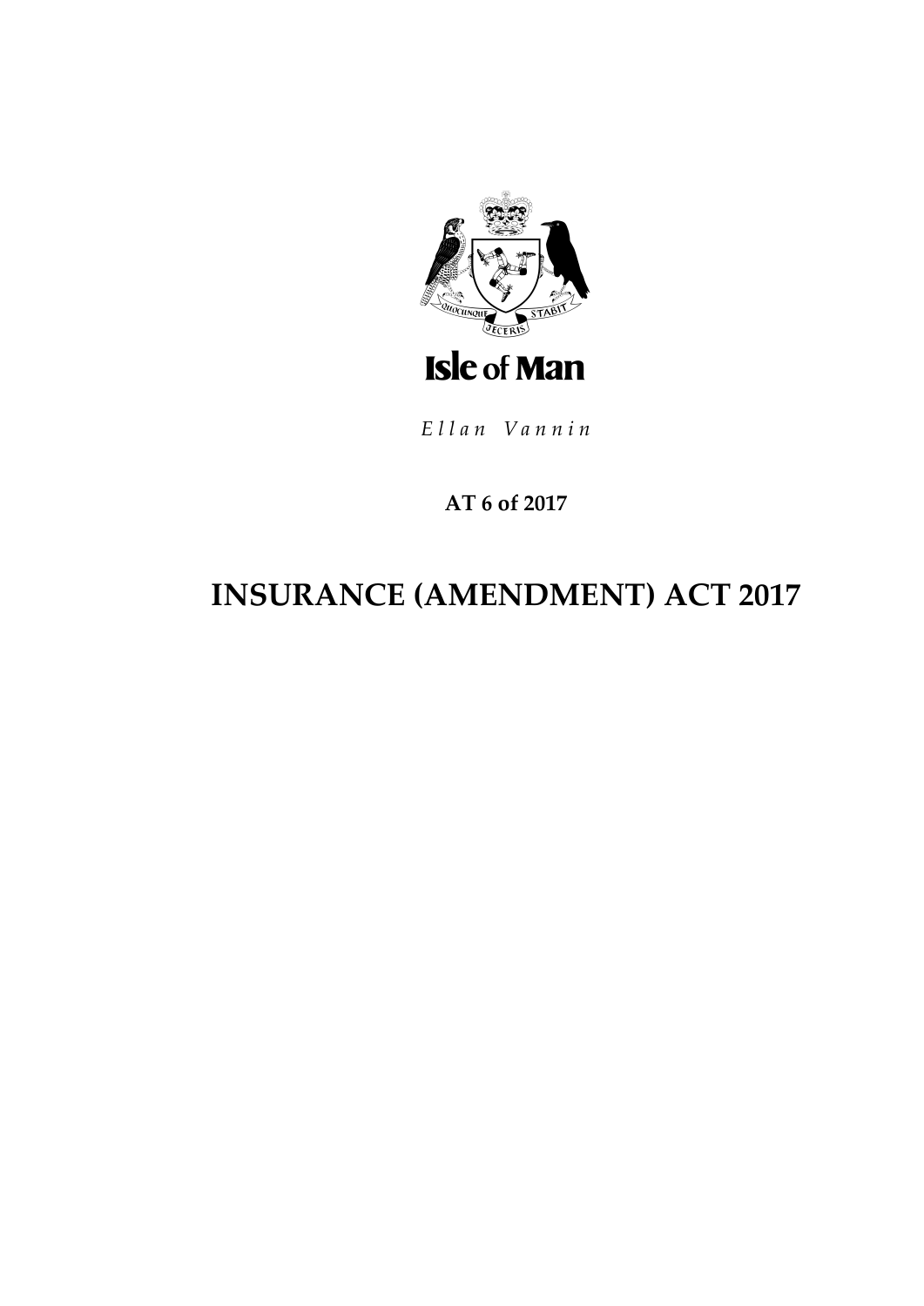Isle of Man

*Ellan Vannin*

**AT 6 of 2017**

# INSURANCE (AMENDMENT) ACT 2017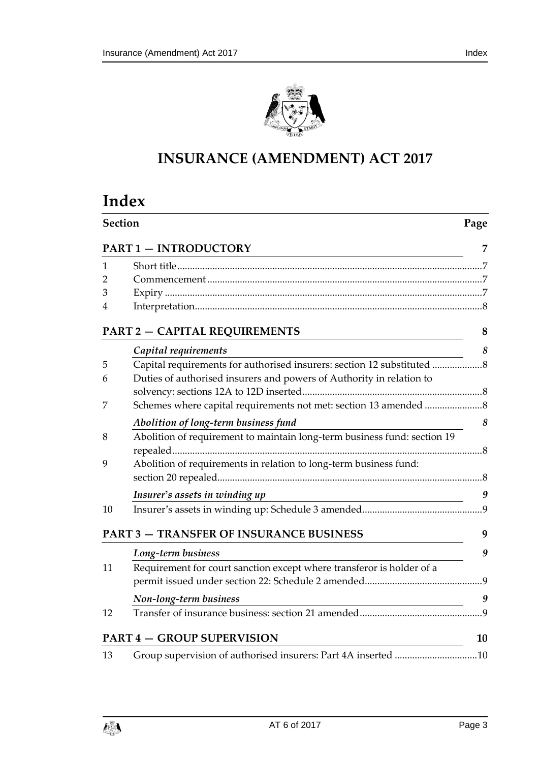# INSURANCE (AMENDMENT) ACT 2017

# Index

| Section | | Page |
|---|---|---|
| | **PART 1 — INTRODUCTORY** | **7** |
| 1 | Short title | 7 |
| 2 | Commencement | 7 |
| 3 | Expiry | 7 |
| 4 | Interpretation | 8 |
| | **PART 2 — CAPITAL REQUIREMENTS** | **8** |
| | ***Capital requirements*** | ***8*** |
| 5 | Capital requirements for authorised insurers: section 12 substituted | 8 |
| 6 | Duties of authorised insurers and powers of Authority in relation to solvency: sections 12A to 12D inserted | 8 |
| 7 | Schemes where capital requirements not met: section 13 amended | 8 |
| | ***Abolition of long-term business fund*** | ***8*** |
| 8 | Abolition of requirement to maintain long-term business fund: section 19 repealed | 8 |
| 9 | Abolition of requirements in relation to long-term business fund: section 20 repealed | 8 |
| | ***Insurer's assets in winding up*** | ***9*** |
| 10 | Insurer's assets in winding up: Schedule 3 amended | 9 |
| | **PART 3 — TRANSFER OF INSURANCE BUSINESS** | **9** |
| | ***Long-term business*** | ***9*** |
| 11 | Requirement for court sanction except where transferor is holder of a permit issued under section 22: Schedule 2 amended | 9 |
| | ***Non-long-term business*** | ***9*** |
| 12 | Transfer of insurance business: section 21 amended | 9 |
| | **PART 4 — GROUP SUPERVISION** | **10** |
| 13 | Group supervision of authorised insurers: Part 4A inserted | 10 |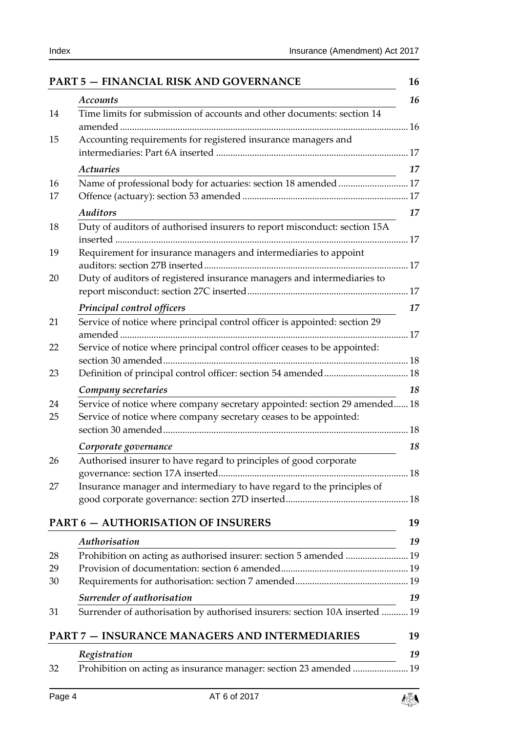**PART 5 — FINANCIAL RISK AND GOVERNANCE** 16

*Accounts* 16

14 Time limits for submission of accounts and other documents: section 14 amended 16

15 Accounting requirements for registered insurance managers and intermediaries: Part 6A inserted 17

*Actuaries* 17

16 Name of professional body for actuaries: section 18 amended 17

17 Offence (actuary): section 53 amended 17

*Auditors* 17

18 Duty of auditors of authorised insurers to report misconduct: section 15A inserted 17

19 Requirement for insurance managers and intermediaries to appoint auditors: section 27B inserted 17

20 Duty of auditors of registered insurance managers and intermediaries to report misconduct: section 27C inserted 17

*Principal control officers* 17

21 Service of notice where principal control officer is appointed: section 29 amended 17

22 Service of notice where principal control officer ceases to be appointed: section 30 amended 18

23 Definition of principal control officer: section 54 amended 18

*Company secretaries* 18

24 Service of notice where company secretary appointed: section 29 amended 18

25 Service of notice where company secretary ceases to be appointed: section 30 amended 18

*Corporate governance* 18

26 Authorised insurer to have regard to principles of good corporate governance: section 17A inserted 18

27 Insurance manager and intermediary to have regard to the principles of good corporate governance: section 27D inserted 18

**PART 6 — AUTHORISATION OF INSURERS** 19

*Authorisation* 19

28 Prohibition on acting as authorised insurer: section 5 amended 19

29 Provision of documentation: section 6 amended 19

30 Requirements for authorisation: section 7 amended 19

*Surrender of authorisation* 19

31 Surrender of authorisation by authorised insurers: section 10A inserted 19

**PART 7 — INSURANCE MANAGERS AND INTERMEDIARIES** 19

*Registration* 19

32 Prohibition on acting as insurance manager: section 23 amended 19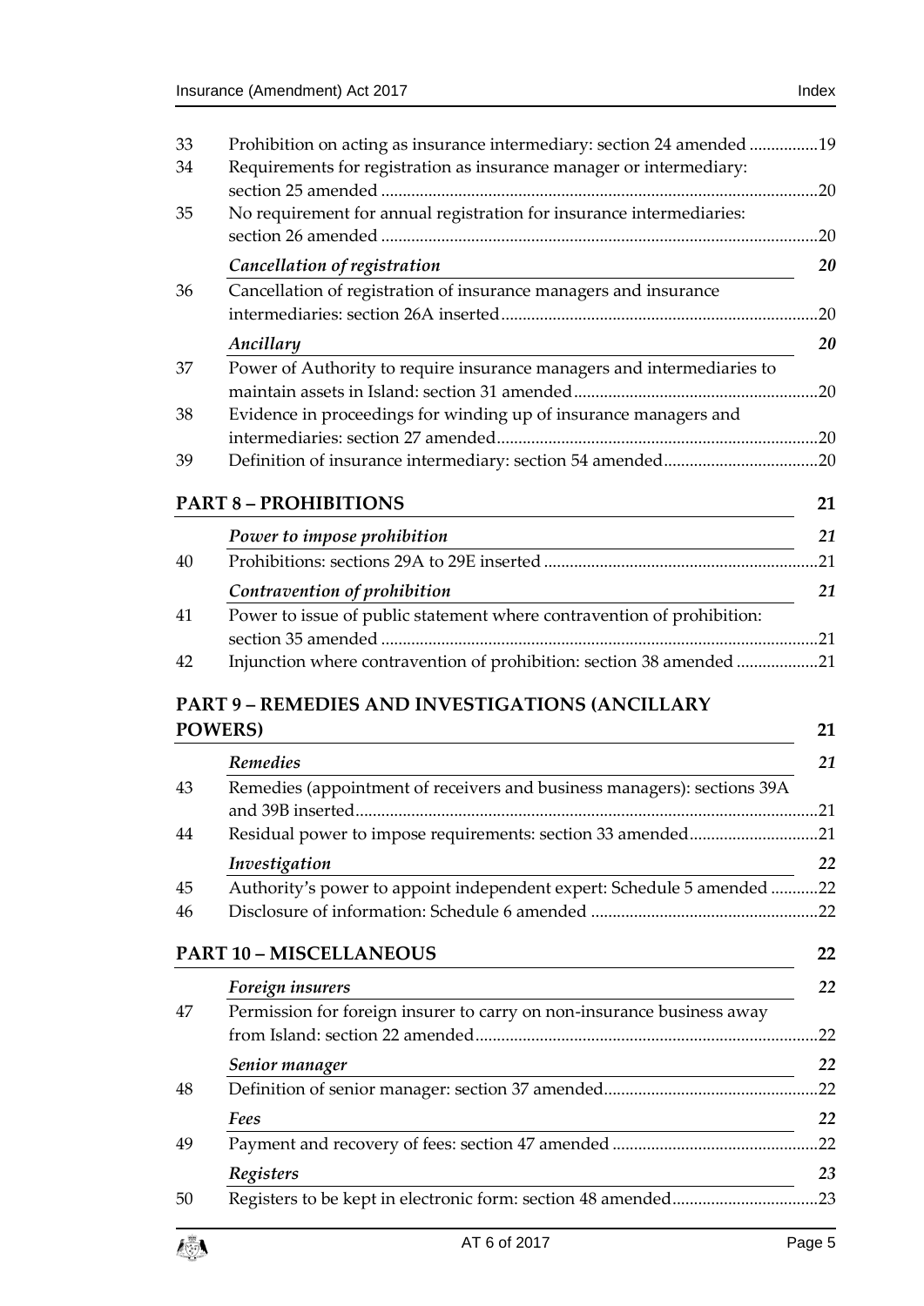| | | |
|---|---|---|
| 33 | Prohibition on acting as insurance intermediary: section 24 amended | 19 |
| 34 | Requirements for registration as insurance manager or intermediary: section 25 amended | 20 |
| 35 | No requirement for annual registration for insurance intermediaries: section 26 amended | 20 |
| | ***Cancellation of registration*** | ***20*** |
| 36 | Cancellation of registration of insurance managers and insurance intermediaries: section 26A inserted | 20 |
| | ***Ancillary*** | ***20*** |
| 37 | Power of Authority to require insurance managers and intermediaries to maintain assets in Island: section 31 amended | 20 |
| 38 | Evidence in proceedings for winding up of insurance managers and intermediaries: section 27 amended | 20 |
| 39 | Definition of insurance intermediary: section 54 amended | 20 |
| | **PART 8 – PROHIBITIONS** | **21** |
| | ***Power to impose prohibition*** | ***21*** |
| 40 | Prohibitions: sections 29A to 29E inserted | 21 |
| | ***Contravention of prohibition*** | ***21*** |
| 41 | Power to issue of public statement where contravention of prohibition: section 35 amended | 21 |
| 42 | Injunction where contravention of prohibition: section 38 amended | 21 |
| | **PART 9 – REMEDIES AND INVESTIGATIONS (ANCILLARY POWERS)** | **21** |
| | ***Remedies*** | ***21*** |
| 43 | Remedies (appointment of receivers and business managers): sections 39A and 39B inserted | 21 |
| 44 | Residual power to impose requirements: section 33 amended | 21 |
| | ***Investigation*** | ***22*** |
| 45 | Authority's power to appoint independent expert: Schedule 5 amended | 22 |
| 46 | Disclosure of information: Schedule 6 amended | 22 |
| | **PART 10 – MISCELLANEOUS** | **22** |
| | ***Foreign insurers*** | ***22*** |
| 47 | Permission for foreign insurer to carry on non-insurance business away from Island: section 22 amended | 22 |
| | ***Senior manager*** | ***22*** |
| 48 | Definition of senior manager: section 37 amended | 22 |
| | ***Fees*** | ***22*** |
| 49 | Payment and recovery of fees: section 47 amended | 22 |
| | ***Registers*** | ***23*** |
| 50 | Registers to be kept in electronic form: section 48 amended | 23 |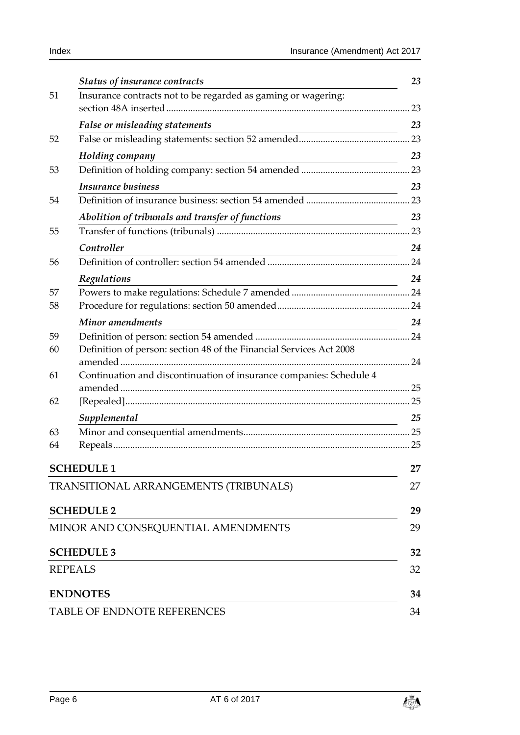*Status of insurance contracts* 23

51 Insurance contracts not to be regarded as gaming or wagering: section 48A inserted ... 23

*False or misleading statements* 23

52 False or misleading statements: section 52 amended ... 23

*Holding company* 23

53 Definition of holding company: section 54 amended ... 23

*Insurance business* 23

54 Definition of insurance business: section 54 amended ... 23

*Abolition of tribunals and transfer of functions* 23

55 Transfer of functions (tribunals) ... 23

*Controller* 24

56 Definition of controller: section 54 amended ... 24

*Regulations* 24

57 Powers to make regulations: Schedule 7 amended ... 24

58 Procedure for regulations: section 50 amended ... 24

*Minor amendments* 24

59 Definition of person: section 54 amended ... 24

60 Definition of person: section 48 of the Financial Services Act 2008 amended ... 24

61 Continuation and discontinuation of insurance companies: Schedule 4 amended ... 25

62 [Repealed] ... 25

*Supplemental* 25

63 Minor and consequential amendments ... 25

64 Repeals ... 25

**SCHEDULE 1** 27

TRANSITIONAL ARRANGEMENTS (TRIBUNALS) 27

**SCHEDULE 2** 29

MINOR AND CONSEQUENTIAL AMENDMENTS 29

**SCHEDULE 3** 32

REPEALS 32

**ENDNOTES** 34

TABLE OF ENDNOTE REFERENCES 34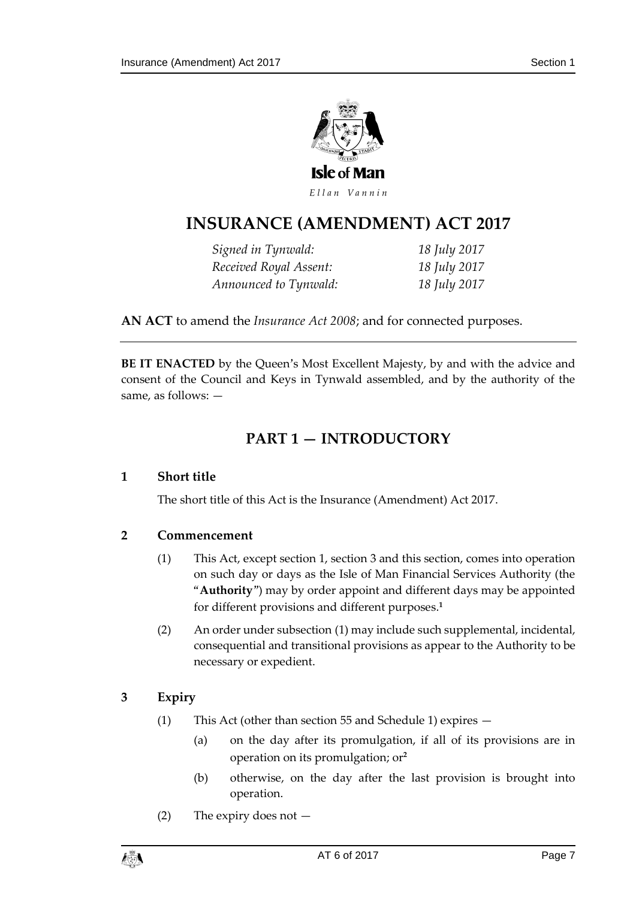Isle of Man

*Ellan Vannin*

# INSURANCE (AMENDMENT) ACT 2017

| | |
|---|---|
| *Signed in Tynwald:* | *18 July 2017* |
| *Received Royal Assent:* | *18 July 2017* |
| *Announced to Tynwald:* | *18 July 2017* |

**AN ACT** to amend the *Insurance Act 2008*; and for connected purposes.

---

**BE IT ENACTED** by the Queen's Most Excellent Majesty, by and with the advice and consent of the Council and Keys in Tynwald assembled, and by the authority of the same, as follows: —

## PART 1 — INTRODUCTORY

### 1 Short title

The short title of this Act is the Insurance (Amendment) Act 2017.

### 2 Commencement

(1) This Act, except section 1, section 3 and this section, comes into operation on such day or days as the Isle of Man Financial Services Authority (the "**Authority**") may by order appoint and different days may be appointed for different provisions and different purposes.[1]

(2) An order under subsection (1) may include such supplemental, incidental, consequential and transitional provisions as appear to the Authority to be necessary or expedient.

### 3 Expiry

(1) This Act (other than section 55 and Schedule 1) expires —

(a) on the day after its promulgation, if all of its provisions are in operation on its promulgation; or[2]

(b) otherwise, on the day after the last provision is brought into operation.

(2) The expiry does not —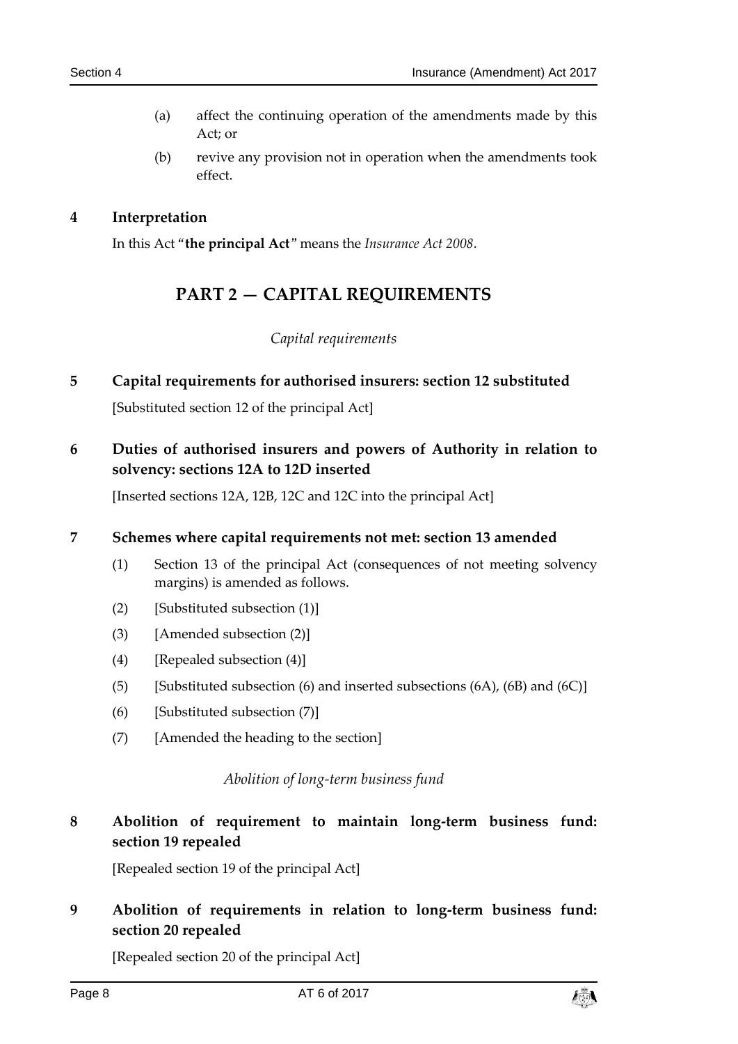(a) affect the continuing operation of the amendments made by this Act; or

(b) revive any provision not in operation when the amendments took effect.

**4 Interpretation**

In this Act "**the principal Act**" means the *Insurance Act 2008*.

## PART 2 — CAPITAL REQUIREMENTS

*Capital requirements*

**5 Capital requirements for authorised insurers: section 12 substituted**

[Substituted section 12 of the principal Act]

**6 Duties of authorised insurers and powers of Authority in relation to solvency: sections 12A to 12D inserted**

[Inserted sections 12A, 12B, 12C and 12C into the principal Act]

**7 Schemes where capital requirements not met: section 13 amended**

(1) Section 13 of the principal Act (consequences of not meeting solvency margins) is amended as follows.

(2) [Substituted subsection (1)]

(3) [Amended subsection (2)]

(4) [Repealed subsection (4)]

(5) [Substituted subsection (6) and inserted subsections (6A), (6B) and (6C)]

(6) [Substituted subsection (7)]

(7) [Amended the heading to the section]

*Abolition of long-term business fund*

**8 Abolition of requirement to maintain long-term business fund: section 19 repealed**

[Repealed section 19 of the principal Act]

**9 Abolition of requirements in relation to long-term business fund: section 20 repealed**

[Repealed section 20 of the principal Act]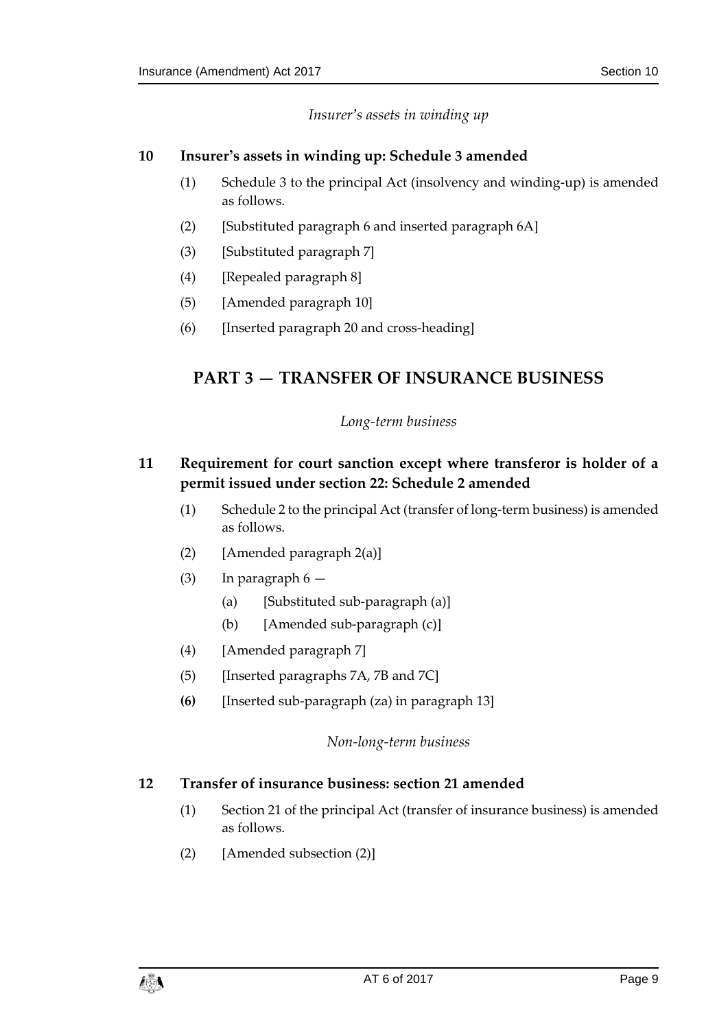*Insurer's assets in winding up*

**10 Insurer's assets in winding up: Schedule 3 amended**

(1) Schedule 3 to the principal Act (insolvency and winding-up) is amended as follows.

(2) [Substituted paragraph 6 and inserted paragraph 6A]

(3) [Substituted paragraph 7]

(4) [Repealed paragraph 8]

(5) [Amended paragraph 10]

(6) [Inserted paragraph 20 and cross-heading]

## PART 3 — TRANSFER OF INSURANCE BUSINESS

*Long-term business*

**11 Requirement for court sanction except where transferor is holder of a permit issued under section 22: Schedule 2 amended**

(1) Schedule 2 to the principal Act (transfer of long-term business) is amended as follows.

(2) [Amended paragraph 2(a)]

(3) In paragraph 6 —

(a) [Substituted sub-paragraph (a)]

(b) [Amended sub-paragraph (c)]

(4) [Amended paragraph 7]

(5) [Inserted paragraphs 7A, 7B and 7C]

**(6)** [Inserted sub-paragraph (za) in paragraph 13]

*Non-long-term business*

**12 Transfer of insurance business: section 21 amended**

(1) Section 21 of the principal Act (transfer of insurance business) is amended as follows.

(2) [Amended subsection (2)]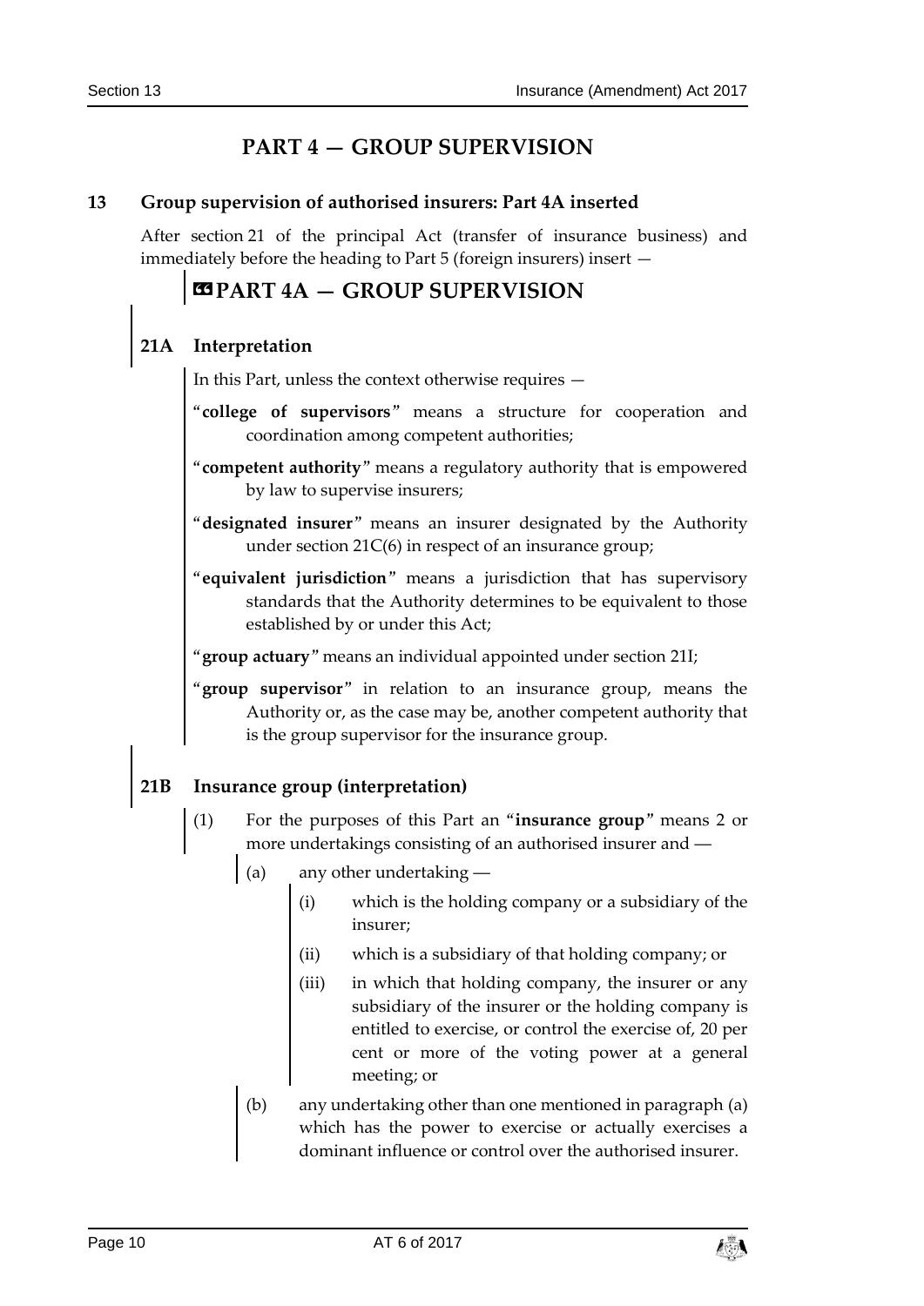## PART 4 — GROUP SUPERVISION

### 13 Group supervision of authorised insurers: Part 4A inserted

After section 21 of the principal Act (transfer of insurance business) and immediately before the heading to Part 5 (foreign insurers) insert —

## «PART 4A — GROUP SUPERVISION

### 21A Interpretation

In this Part, unless the context otherwise requires —

"**college of supervisors**" means a structure for cooperation and coordination among competent authorities;

"**competent authority**" means a regulatory authority that is empowered by law to supervise insurers;

"**designated insurer**" means an insurer designated by the Authority under section 21C(6) in respect of an insurance group;

"**equivalent jurisdiction**" means a jurisdiction that has supervisory standards that the Authority determines to be equivalent to those established by or under this Act;

"**group actuary**" means an individual appointed under section 21I;

"**group supervisor**" in relation to an insurance group, means the Authority or, as the case may be, another competent authority that is the group supervisor for the insurance group.

### 21B Insurance group (interpretation)

(1) For the purposes of this Part an "**insurance group**" means 2 or more undertakings consisting of an authorised insurer and —

(a) any other undertaking —

(i) which is the holding company or a subsidiary of the insurer;

(ii) which is a subsidiary of that holding company; or

(iii) in which that holding company, the insurer or any subsidiary of the insurer or the holding company is entitled to exercise, or control the exercise of, 20 per cent or more of the voting power at a general meeting; or

(b) any undertaking other than one mentioned in paragraph (a) which has the power to exercise or actually exercises a dominant influence or control over the authorised insurer.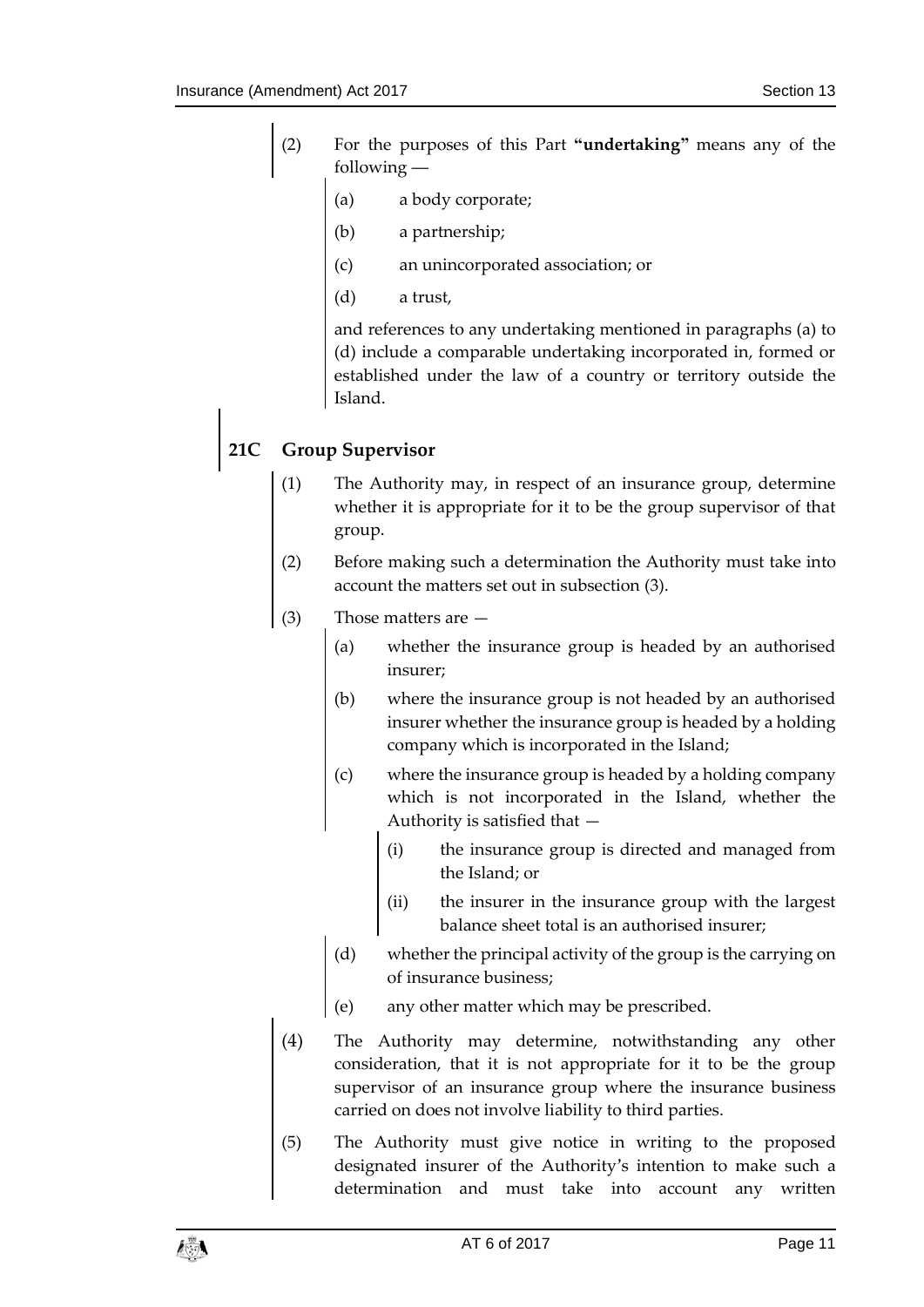(2) For the purposes of this Part **"undertaking"** means any of the following —

(a) a body corporate;

(b) a partnership;

(c) an unincorporated association; or

(d) a trust,

and references to any undertaking mentioned in paragraphs (a) to (d) include a comparable undertaking incorporated in, formed or established under the law of a country or territory outside the Island.

## 21C Group Supervisor

(1) The Authority may, in respect of an insurance group, determine whether it is appropriate for it to be the group supervisor of that group.

(2) Before making such a determination the Authority must take into account the matters set out in subsection (3).

(3) Those matters are —

(a) whether the insurance group is headed by an authorised insurer;

(b) where the insurance group is not headed by an authorised insurer whether the insurance group is headed by a holding company which is incorporated in the Island;

(c) where the insurance group is headed by a holding company which is not incorporated in the Island, whether the Authority is satisfied that —

(i) the insurance group is directed and managed from the Island; or

(ii) the insurer in the insurance group with the largest balance sheet total is an authorised insurer;

(d) whether the principal activity of the group is the carrying on of insurance business;

(e) any other matter which may be prescribed.

(4) The Authority may determine, notwithstanding any other consideration, that it is not appropriate for it to be the group supervisor of an insurance group where the insurance business carried on does not involve liability to third parties.

(5) The Authority must give notice in writing to the proposed designated insurer of the Authority's intention to make such a determination and must take into account any written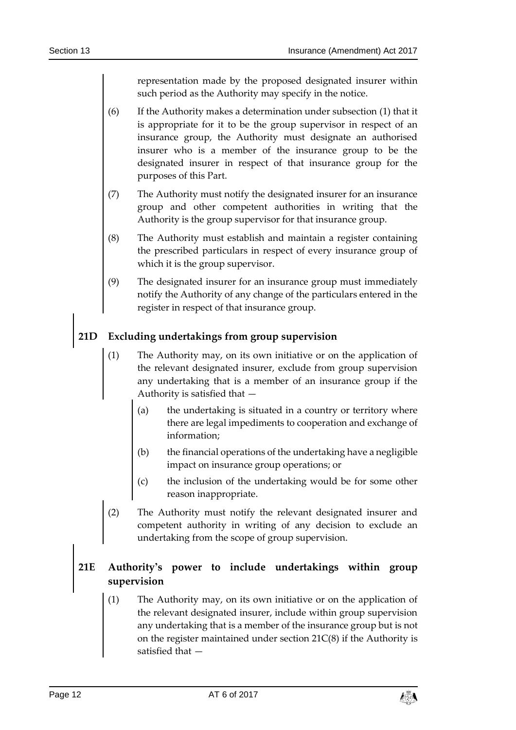representation made by the proposed designated insurer within such period as the Authority may specify in the notice.

(6) If the Authority makes a determination under subsection (1) that it is appropriate for it to be the group supervisor in respect of an insurance group, the Authority must designate an authorised insurer who is a member of the insurance group to be the designated insurer in respect of that insurance group for the purposes of this Part.

(7) The Authority must notify the designated insurer for an insurance group and other competent authorities in writing that the Authority is the group supervisor for that insurance group.

(8) The Authority must establish and maintain a register containing the prescribed particulars in respect of every insurance group of which it is the group supervisor.

(9) The designated insurer for an insurance group must immediately notify the Authority of any change of the particulars entered in the register in respect of that insurance group.

### 21D Excluding undertakings from group supervision

(1) The Authority may, on its own initiative or on the application of the relevant designated insurer, exclude from group supervision any undertaking that is a member of an insurance group if the Authority is satisfied that —

(a) the undertaking is situated in a country or territory where there are legal impediments to cooperation and exchange of information;

(b) the financial operations of the undertaking have a negligible impact on insurance group operations; or

(c) the inclusion of the undertaking would be for some other reason inappropriate.

(2) The Authority must notify the relevant designated insurer and competent authority in writing of any decision to exclude an undertaking from the scope of group supervision.

### 21E Authority's power to include undertakings within group supervision

(1) The Authority may, on its own initiative or on the application of the relevant designated insurer, include within group supervision any undertaking that is a member of the insurance group but is not on the register maintained under section 21C(8) if the Authority is satisfied that —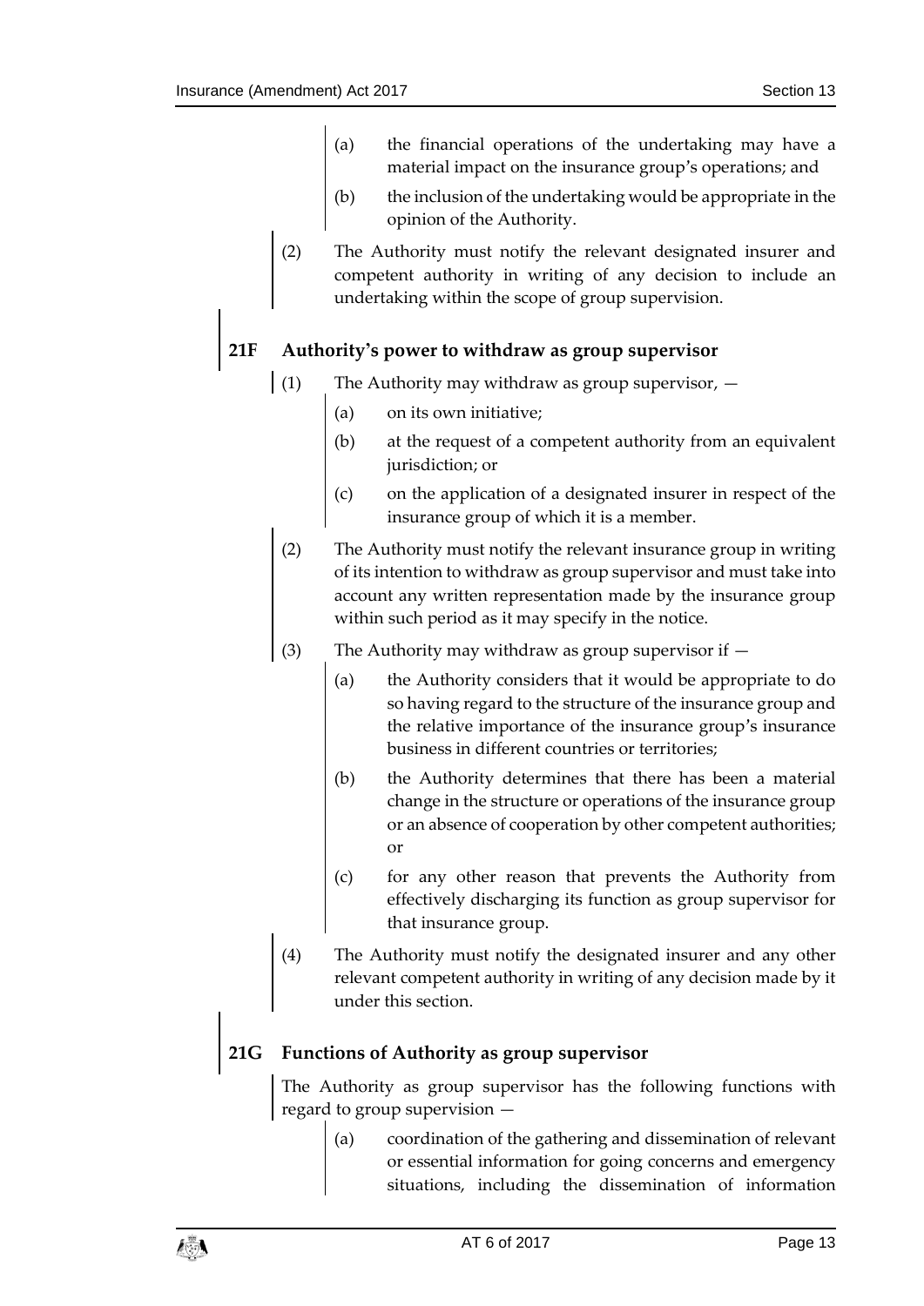(a) the financial operations of the undertaking may have a material impact on the insurance group's operations; and

(b) the inclusion of the undertaking would be appropriate in the opinion of the Authority.

(2) The Authority must notify the relevant designated insurer and competent authority in writing of any decision to include an undertaking within the scope of group supervision.

### 21F Authority's power to withdraw as group supervisor

(1) The Authority may withdraw as group supervisor, —

(a) on its own initiative;

(b) at the request of a competent authority from an equivalent jurisdiction; or

(c) on the application of a designated insurer in respect of the insurance group of which it is a member.

(2) The Authority must notify the relevant insurance group in writing of its intention to withdraw as group supervisor and must take into account any written representation made by the insurance group within such period as it may specify in the notice.

(3) The Authority may withdraw as group supervisor if —

(a) the Authority considers that it would be appropriate to do so having regard to the structure of the insurance group and the relative importance of the insurance group's insurance business in different countries or territories;

(b) the Authority determines that there has been a material change in the structure or operations of the insurance group or an absence of cooperation by other competent authorities; or

(c) for any other reason that prevents the Authority from effectively discharging its function as group supervisor for that insurance group.

(4) The Authority must notify the designated insurer and any other relevant competent authority in writing of any decision made by it under this section.

### 21G Functions of Authority as group supervisor

The Authority as group supervisor has the following functions with regard to group supervision —

(a) coordination of the gathering and dissemination of relevant or essential information for going concerns and emergency situations, including the dissemination of information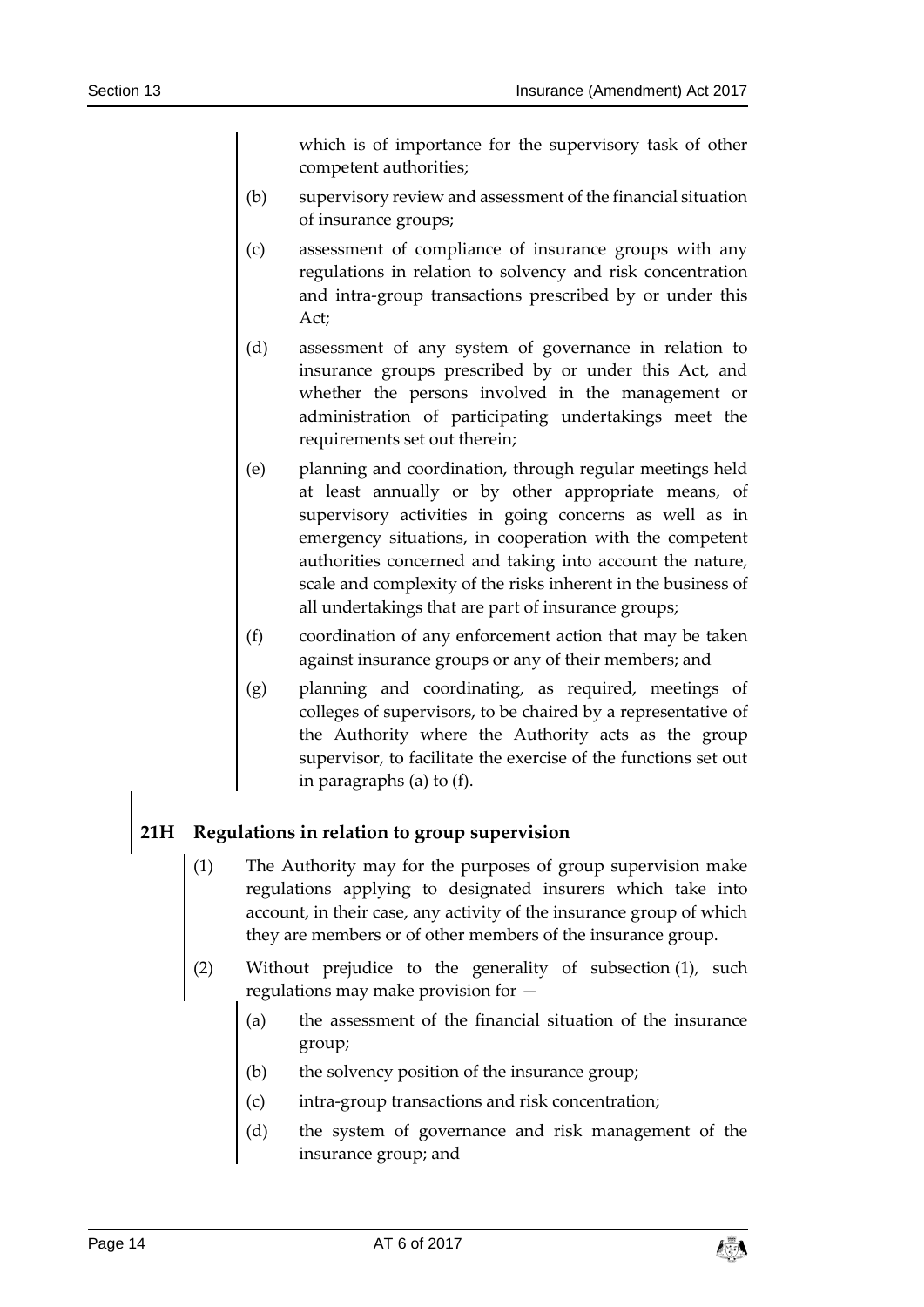which is of importance for the supervisory task of other competent authorities;

(b) supervisory review and assessment of the financial situation of insurance groups;

(c) assessment of compliance of insurance groups with any regulations in relation to solvency and risk concentration and intra-group transactions prescribed by or under this Act;

(d) assessment of any system of governance in relation to insurance groups prescribed by or under this Act, and whether the persons involved in the management or administration of participating undertakings meet the requirements set out therein;

(e) planning and coordination, through regular meetings held at least annually or by other appropriate means, of supervisory activities in going concerns as well as in emergency situations, in cooperation with the competent authorities concerned and taking into account the nature, scale and complexity of the risks inherent in the business of all undertakings that are part of insurance groups;

(f) coordination of any enforcement action that may be taken against insurance groups or any of their members; and

(g) planning and coordinating, as required, meetings of colleges of supervisors, to be chaired by a representative of the Authority where the Authority acts as the group supervisor, to facilitate the exercise of the functions set out in paragraphs (a) to (f).

## 21H Regulations in relation to group supervision

(1) The Authority may for the purposes of group supervision make regulations applying to designated insurers which take into account, in their case, any activity of the insurance group of which they are members or of other members of the insurance group.

(2) Without prejudice to the generality of subsection (1), such regulations may make provision for —

(a) the assessment of the financial situation of the insurance group;

(b) the solvency position of the insurance group;

(c) intra-group transactions and risk concentration;

(d) the system of governance and risk management of the insurance group; and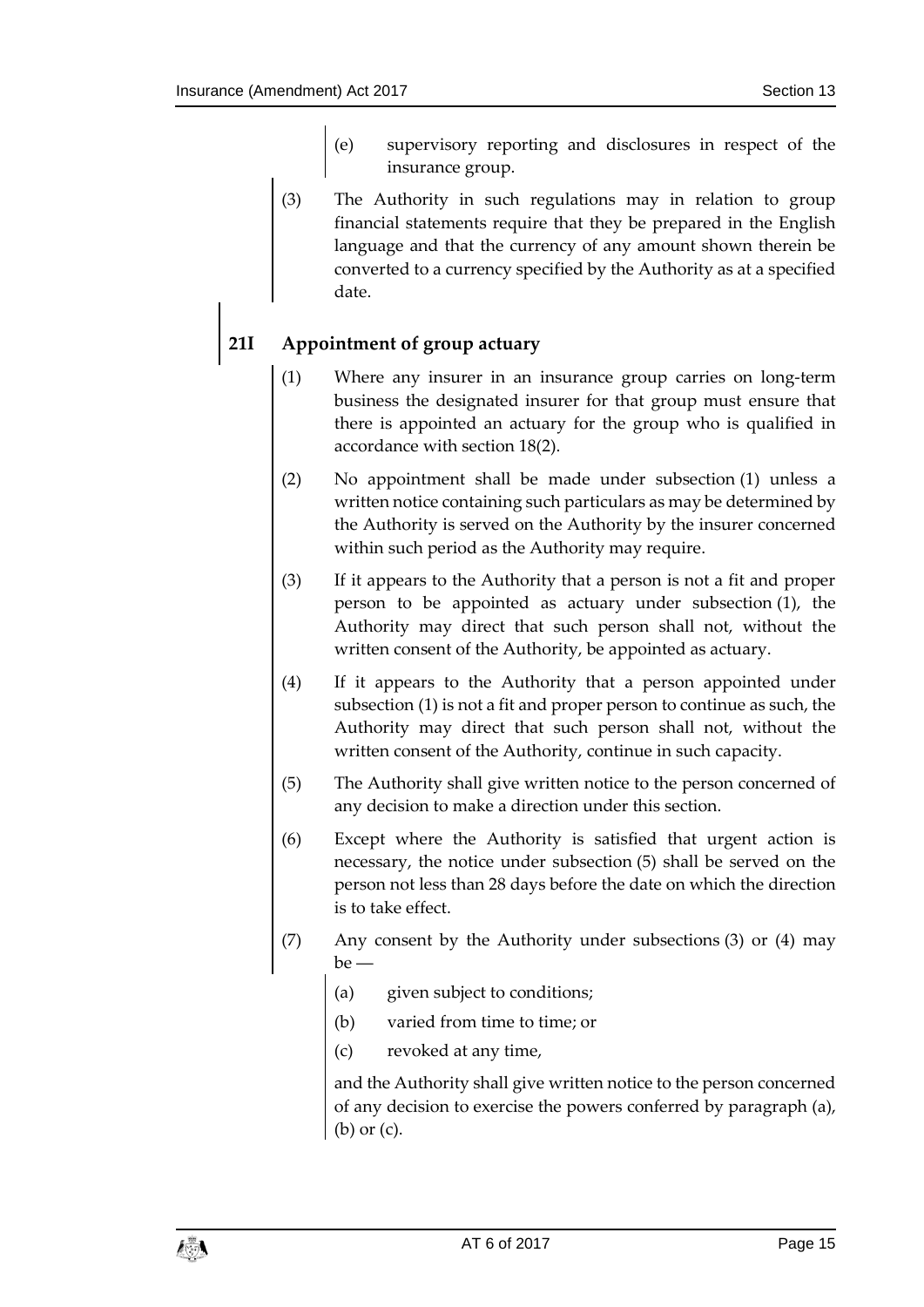(e) supervisory reporting and disclosures in respect of the insurance group.

(3) The Authority in such regulations may in relation to group financial statements require that they be prepared in the English language and that the currency of any amount shown therein be converted to a currency specified by the Authority as at a specified date.

## 21I Appointment of group actuary

(1) Where any insurer in an insurance group carries on long-term business the designated insurer for that group must ensure that there is appointed an actuary for the group who is qualified in accordance with section 18(2).

(2) No appointment shall be made under subsection (1) unless a written notice containing such particulars as may be determined by the Authority is served on the Authority by the insurer concerned within such period as the Authority may require.

(3) If it appears to the Authority that a person is not a fit and proper person to be appointed as actuary under subsection (1), the Authority may direct that such person shall not, without the written consent of the Authority, be appointed as actuary.

(4) If it appears to the Authority that a person appointed under subsection (1) is not a fit and proper person to continue as such, the Authority may direct that such person shall not, without the written consent of the Authority, continue in such capacity.

(5) The Authority shall give written notice to the person concerned of any decision to make a direction under this section.

(6) Except where the Authority is satisfied that urgent action is necessary, the notice under subsection (5) shall be served on the person not less than 28 days before the date on which the direction is to take effect.

(7) Any consent by the Authority under subsections (3) or (4) may be —

(a) given subject to conditions;

(b) varied from time to time; or

(c) revoked at any time,

and the Authority shall give written notice to the person concerned of any decision to exercise the powers conferred by paragraph (a), (b) or (c).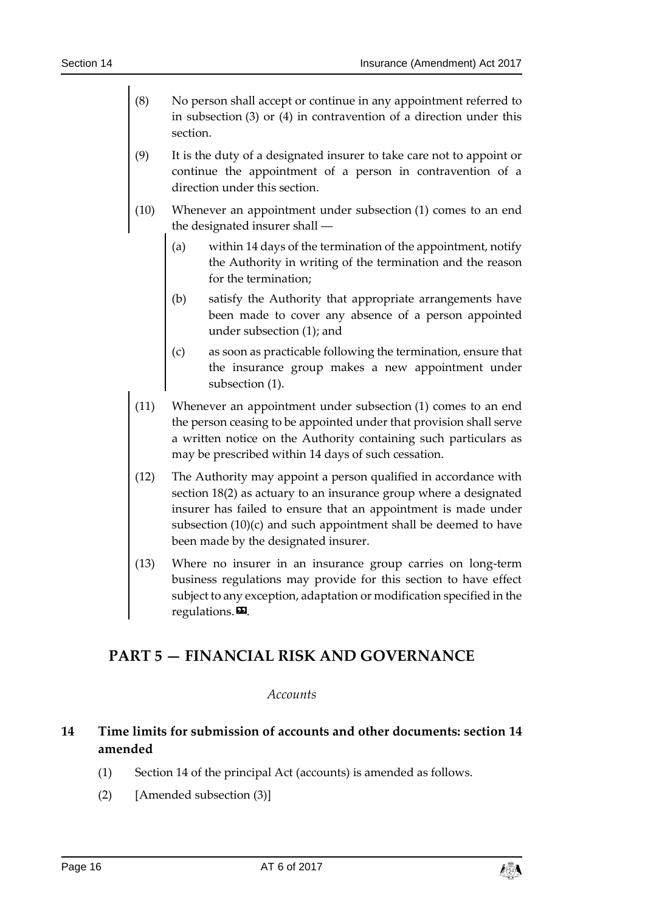(8) No person shall accept or continue in any appointment referred to in subsection (3) or (4) in contravention of a direction under this section.

(9) It is the duty of a designated insurer to take care not to appoint or continue the appointment of a person in contravention of a direction under this section.

(10) Whenever an appointment under subsection (1) comes to an end the designated insurer shall —

(a) within 14 days of the termination of the appointment, notify the Authority in writing of the termination and the reason for the termination;

(b) satisfy the Authority that appropriate arrangements have been made to cover any absence of a person appointed under subsection (1); and

(c) as soon as practicable following the termination, ensure that the insurance group makes a new appointment under subsection (1).

(11) Whenever an appointment under subsection (1) comes to an end the person ceasing to be appointed under that provision shall serve a written notice on the Authority containing such particulars as may be prescribed within 14 days of such cessation.

(12) The Authority may appoint a person qualified in accordance with section 18(2) as actuary to an insurance group where a designated insurer has failed to ensure that an appointment is made under subsection (10)(c) and such appointment shall be deemed to have been made by the designated insurer.

(13) Where no insurer in an insurance group carries on long-term business regulations may provide for this section to have effect subject to any exception, adaptation or modification specified in the regulations.».

## PART 5 — FINANCIAL RISK AND GOVERNANCE

*Accounts*

### 14 Time limits for submission of accounts and other documents: section 14 amended

(1) Section 14 of the principal Act (accounts) is amended as follows.

(2) [Amended subsection (3)]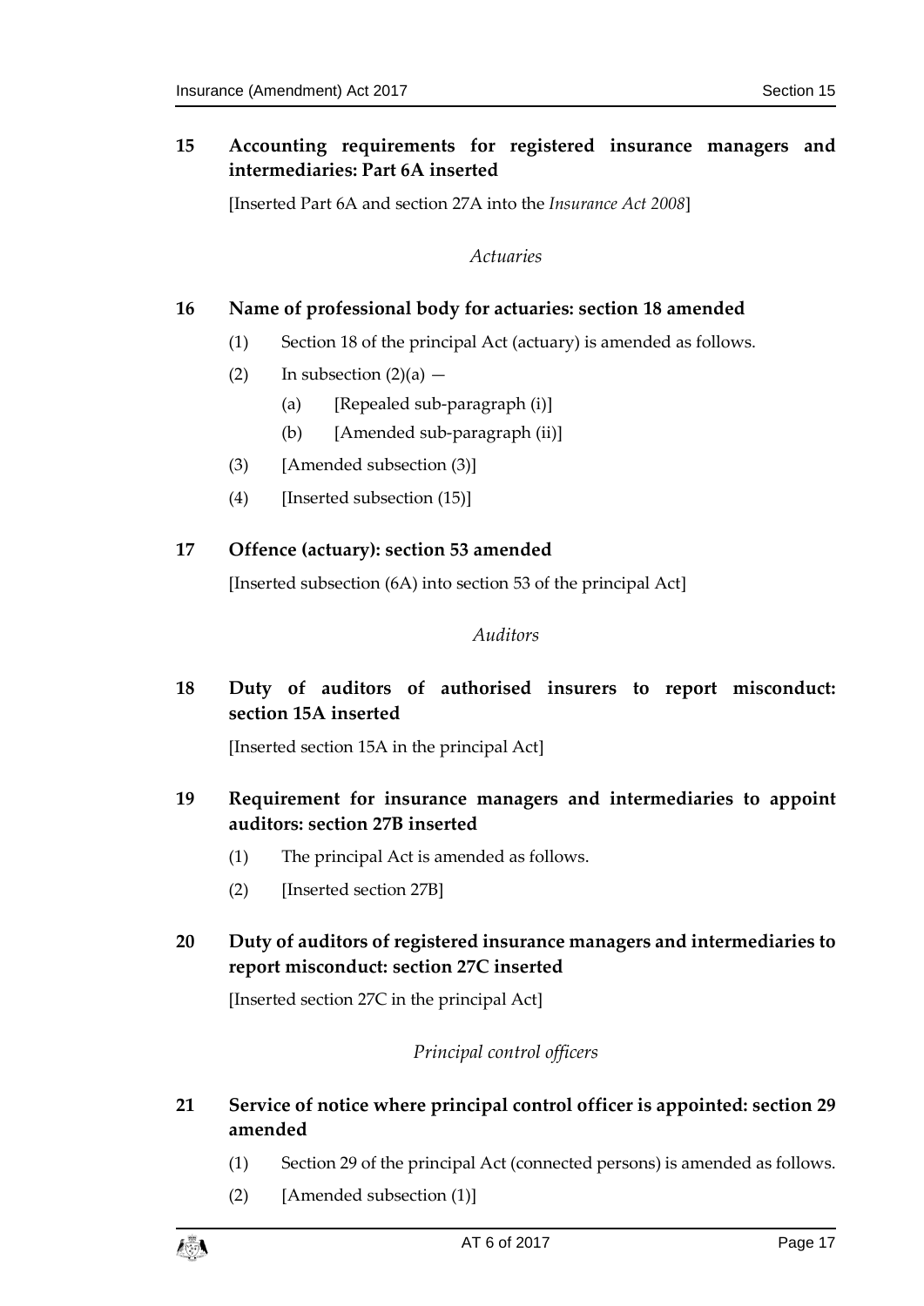**15 Accounting requirements for registered insurance managers and intermediaries: Part 6A inserted**

[Inserted Part 6A and section 27A into the *Insurance Act 2008*]

*Actuaries*

**16 Name of professional body for actuaries: section 18 amended**

(1) Section 18 of the principal Act (actuary) is amended as follows.

(2) In subsection (2)(a) —

(a) [Repealed sub-paragraph (i)]

(b) [Amended sub-paragraph (ii)]

(3) [Amended subsection (3)]

(4) [Inserted subsection (15)]

**17 Offence (actuary): section 53 amended**

[Inserted subsection (6A) into section 53 of the principal Act]

*Auditors*

**18 Duty of auditors of authorised insurers to report misconduct: section 15A inserted**

[Inserted section 15A in the principal Act]

**19 Requirement for insurance managers and intermediaries to appoint auditors: section 27B inserted**

(1) The principal Act is amended as follows.

(2) [Inserted section 27B]

**20 Duty of auditors of registered insurance managers and intermediaries to report misconduct: section 27C inserted**

[Inserted section 27C in the principal Act]

*Principal control officers*

**21 Service of notice where principal control officer is appointed: section 29 amended**

(1) Section 29 of the principal Act (connected persons) is amended as follows.

(2) [Amended subsection (1)]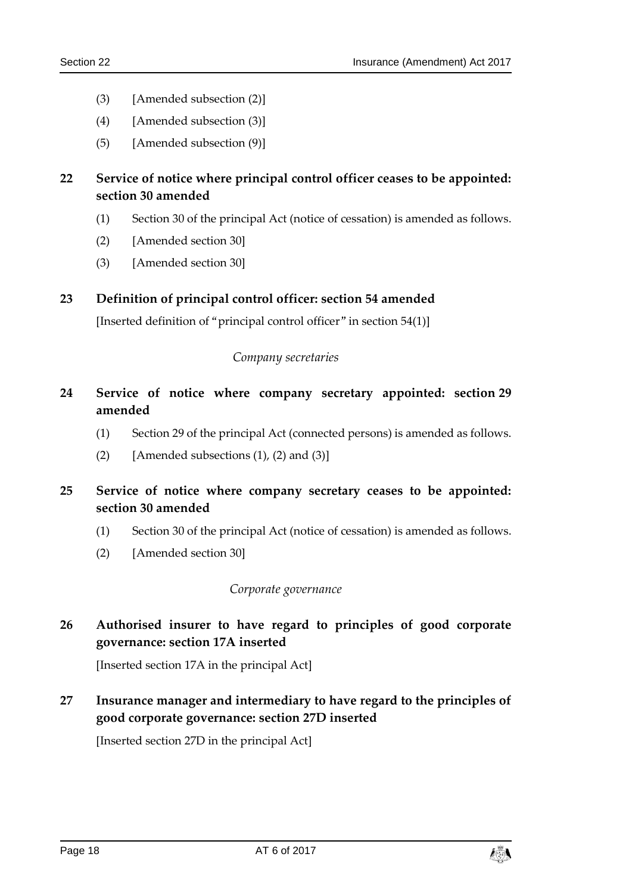(3) [Amended subsection (2)]

(4) [Amended subsection (3)]

(5) [Amended subsection (9)]

## 22 Service of notice where principal control officer ceases to be appointed: section 30 amended

(1) Section 30 of the principal Act (notice of cessation) is amended as follows.

(2) [Amended section 30]

(3) [Amended section 30]

## 23 Definition of principal control officer: section 54 amended

[Inserted definition of "principal control officer" in section 54(1)]

*Company secretaries*

## 24 Service of notice where company secretary appointed: section 29 amended

(1) Section 29 of the principal Act (connected persons) is amended as follows.

(2) [Amended subsections (1), (2) and (3)]

## 25 Service of notice where company secretary ceases to be appointed: section 30 amended

(1) Section 30 of the principal Act (notice of cessation) is amended as follows.

(2) [Amended section 30]

*Corporate governance*

## 26 Authorised insurer to have regard to principles of good corporate governance: section 17A inserted

[Inserted section 17A in the principal Act]

## 27 Insurance manager and intermediary to have regard to the principles of good corporate governance: section 27D inserted

[Inserted section 27D in the principal Act]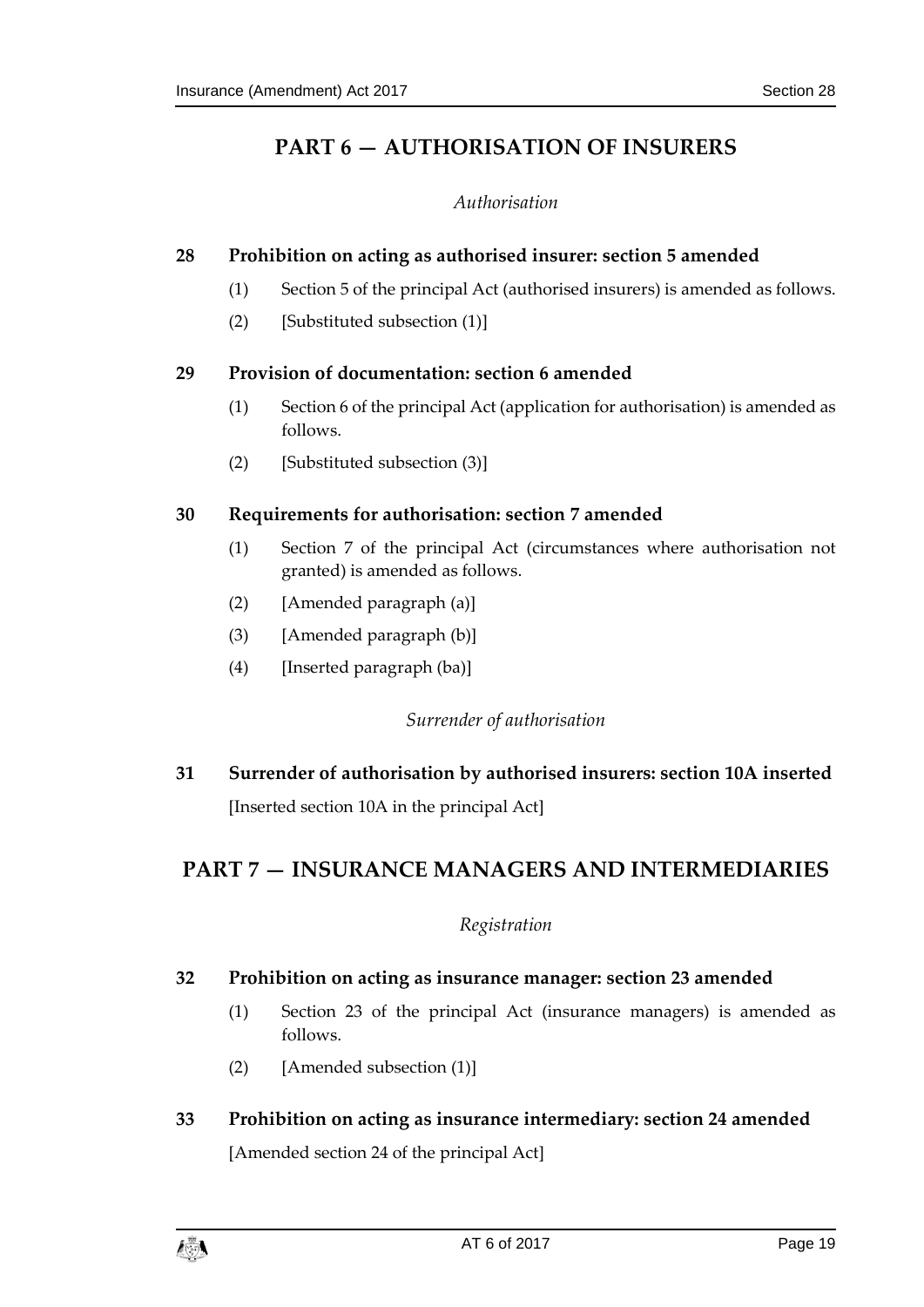# PART 6 — AUTHORISATION OF INSURERS

*Authorisation*

### 28 Prohibition on acting as authorised insurer: section 5 amended

(1) Section 5 of the principal Act (authorised insurers) is amended as follows.

(2) [Substituted subsection (1)]

### 29 Provision of documentation: section 6 amended

(1) Section 6 of the principal Act (application for authorisation) is amended as follows.

(2) [Substituted subsection (3)]

### 30 Requirements for authorisation: section 7 amended

(1) Section 7 of the principal Act (circumstances where authorisation not granted) is amended as follows.

(2) [Amended paragraph (a)]

(3) [Amended paragraph (b)]

(4) [Inserted paragraph (ba)]

*Surrender of authorisation*

### 31 Surrender of authorisation by authorised insurers: section 10A inserted

[Inserted section 10A in the principal Act]

# PART 7 — INSURANCE MANAGERS AND INTERMEDIARIES

*Registration*

### 32 Prohibition on acting as insurance manager: section 23 amended

(1) Section 23 of the principal Act (insurance managers) is amended as follows.

(2) [Amended subsection (1)]

### 33 Prohibition on acting as insurance intermediary: section 24 amended

[Amended section 24 of the principal Act]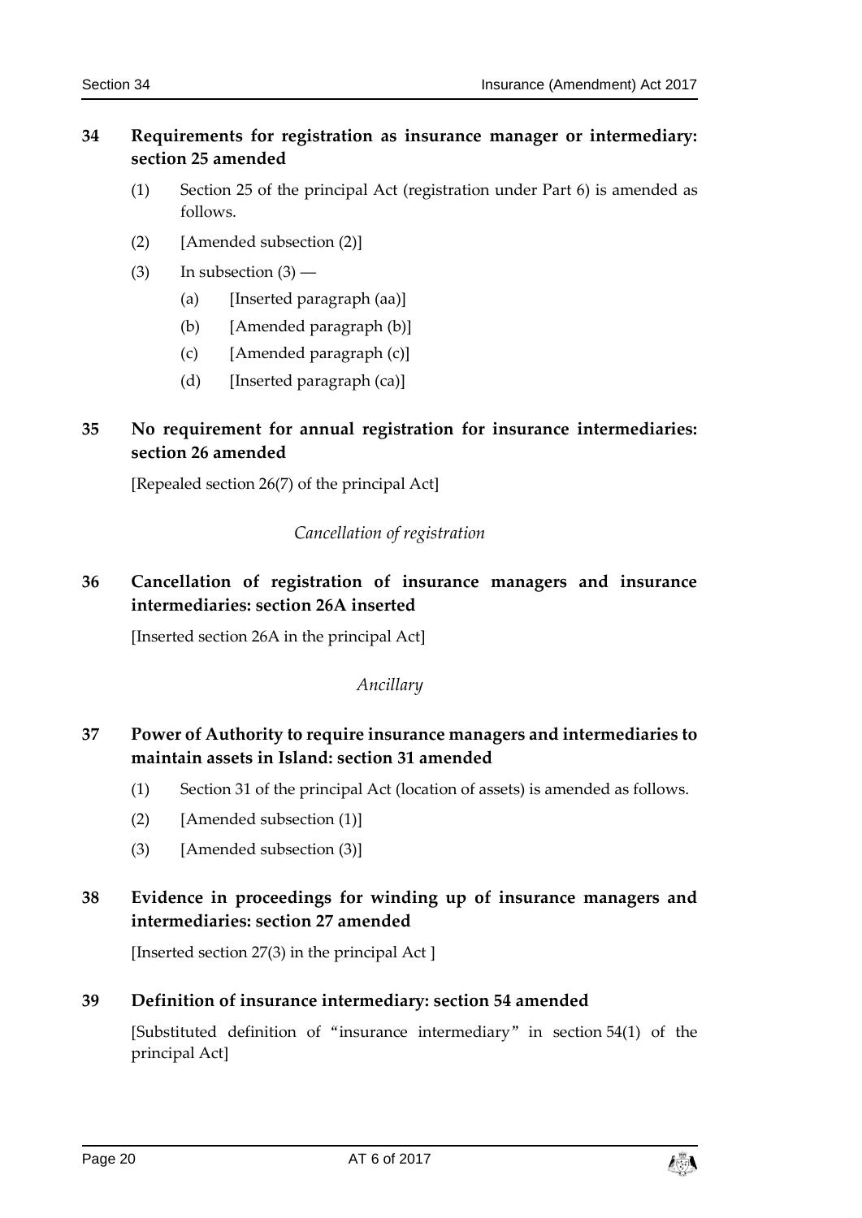### 34 Requirements for registration as insurance manager or intermediary: section 25 amended

(1) Section 25 of the principal Act (registration under Part 6) is amended as follows.

(2) [Amended subsection (2)]

(3) In subsection (3) —

(a) [Inserted paragraph (aa)]

(b) [Amended paragraph (b)]

(c) [Amended paragraph (c)]

(d) [Inserted paragraph (ca)]

### 35 No requirement for annual registration for insurance intermediaries: section 26 amended

[Repealed section 26(7) of the principal Act]

*Cancellation of registration*

### 36 Cancellation of registration of insurance managers and insurance intermediaries: section 26A inserted

[Inserted section 26A in the principal Act]

*Ancillary*

### 37 Power of Authority to require insurance managers and intermediaries to maintain assets in Island: section 31 amended

(1) Section 31 of the principal Act (location of assets) is amended as follows.

(2) [Amended subsection (1)]

(3) [Amended subsection (3)]

### 38 Evidence in proceedings for winding up of insurance managers and intermediaries: section 27 amended

[Inserted section 27(3) in the principal Act ]

### 39 Definition of insurance intermediary: section 54 amended

[Substituted definition of "insurance intermediary" in section 54(1) of the principal Act]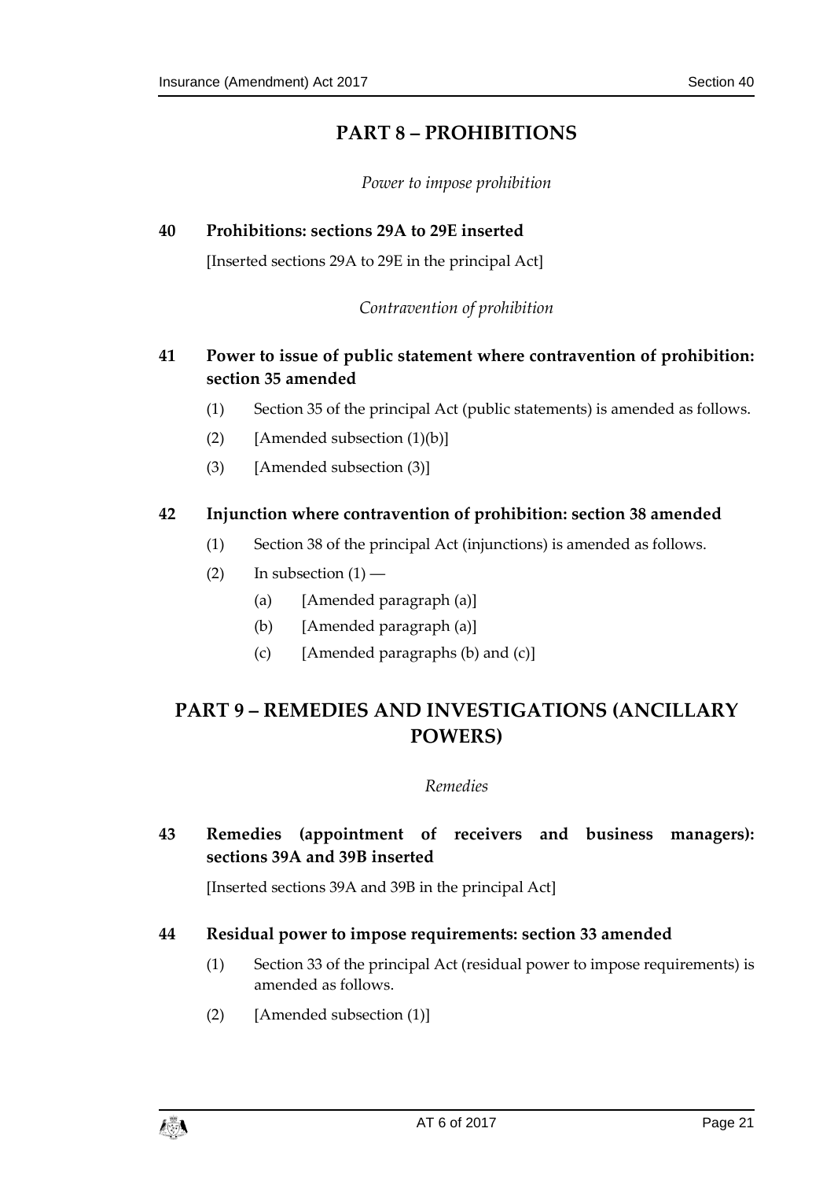## PART 8 – PROHIBITIONS

*Power to impose prohibition*

**40 Prohibitions: sections 29A to 29E inserted**

[Inserted sections 29A to 29E in the principal Act]

*Contravention of prohibition*

**41 Power to issue of public statement where contravention of prohibition: section 35 amended**

(1) Section 35 of the principal Act (public statements) is amended as follows.

(2) [Amended subsection (1)(b)]

(3) [Amended subsection (3)]

**42 Injunction where contravention of prohibition: section 38 amended**

(1) Section 38 of the principal Act (injunctions) is amended as follows.

(2) In subsection (1) —

(a) [Amended paragraph (a)]

(b) [Amended paragraph (a)]

(c) [Amended paragraphs (b) and (c)]

## PART 9 – REMEDIES AND INVESTIGATIONS (ANCILLARY POWERS)

*Remedies*

**43 Remedies (appointment of receivers and business managers): sections 39A and 39B inserted**

[Inserted sections 39A and 39B in the principal Act]

**44 Residual power to impose requirements: section 33 amended**

(1) Section 33 of the principal Act (residual power to impose requirements) is amended as follows.

(2) [Amended subsection (1)]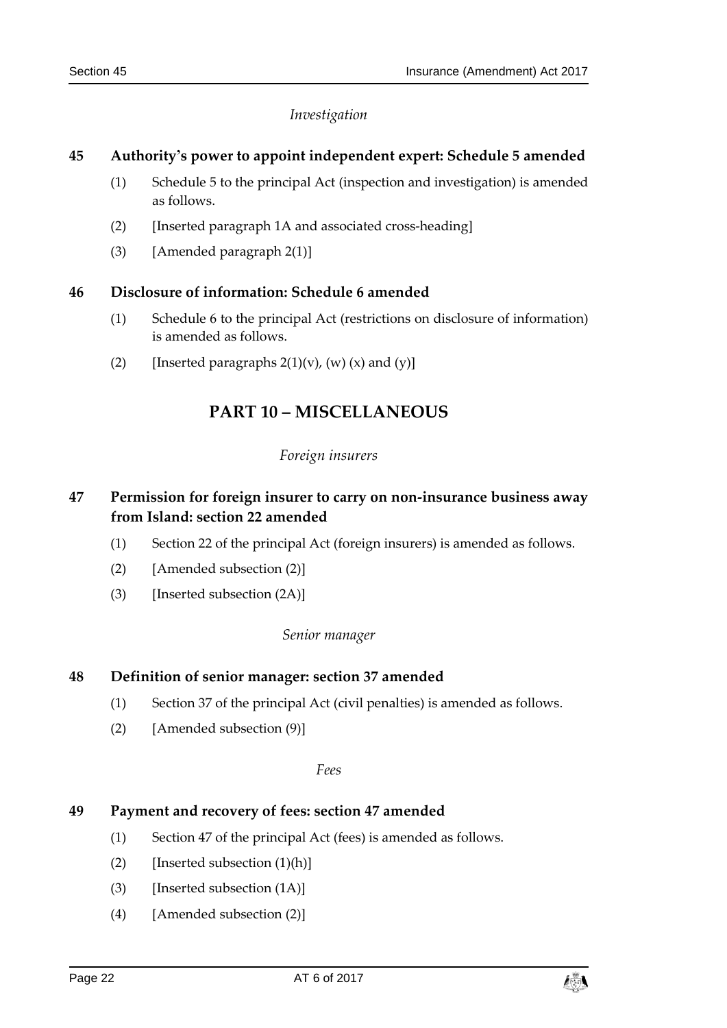*Investigation*

### 45 Authority's power to appoint independent expert: Schedule 5 amended

(1) Schedule 5 to the principal Act (inspection and investigation) is amended as follows.

(2) [Inserted paragraph 1A and associated cross-heading]

(3) [Amended paragraph 2(1)]

### 46 Disclosure of information: Schedule 6 amended

(1) Schedule 6 to the principal Act (restrictions on disclosure of information) is amended as follows.

(2) [Inserted paragraphs 2(1)(v), (w) (x) and (y)]

## PART 10 – MISCELLANEOUS

*Foreign insurers*

### 47 Permission for foreign insurer to carry on non-insurance business away from Island: section 22 amended

(1) Section 22 of the principal Act (foreign insurers) is amended as follows.

(2) [Amended subsection (2)]

(3) [Inserted subsection (2A)]

*Senior manager*

### 48 Definition of senior manager: section 37 amended

(1) Section 37 of the principal Act (civil penalties) is amended as follows.

(2) [Amended subsection (9)]

*Fees*

### 49 Payment and recovery of fees: section 47 amended

(1) Section 47 of the principal Act (fees) is amended as follows.

(2) [Inserted subsection (1)(h)]

(3) [Inserted subsection (1A)]

(4) [Amended subsection (2)]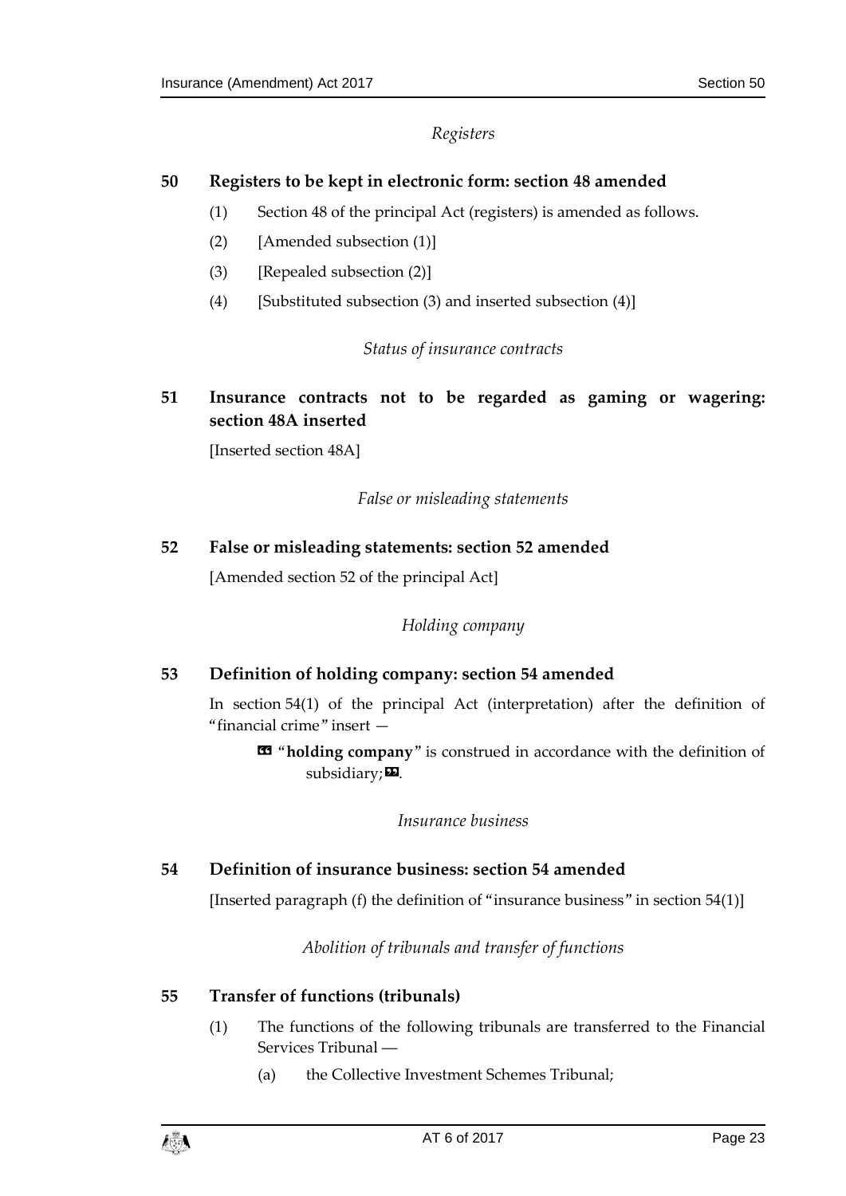*Registers*

## 50 Registers to be kept in electronic form: section 48 amended

(1) Section 48 of the principal Act (registers) is amended as follows.

(2) [Amended subsection (1)]

(3) [Repealed subsection (2)]

(4) [Substituted subsection (3) and inserted subsection (4)]

*Status of insurance contracts*

## 51 Insurance contracts not to be regarded as gaming or wagering: section 48A inserted

[Inserted section 48A]

*False or misleading statements*

## 52 False or misleading statements: section 52 amended

[Amended section 52 of the principal Act]

*Holding company*

## 53 Definition of holding company: section 54 amended

In section 54(1) of the principal Act (interpretation) after the definition of "financial crime" insert —

> « "**holding company**" is construed in accordance with the definition of subsidiary; ».

*Insurance business*

## 54 Definition of insurance business: section 54 amended

[Inserted paragraph (f) the definition of "insurance business" in section 54(1)]

*Abolition of tribunals and transfer of functions*

## 55 Transfer of functions (tribunals)

(1) The functions of the following tribunals are transferred to the Financial Services Tribunal —

(a) the Collective Investment Schemes Tribunal;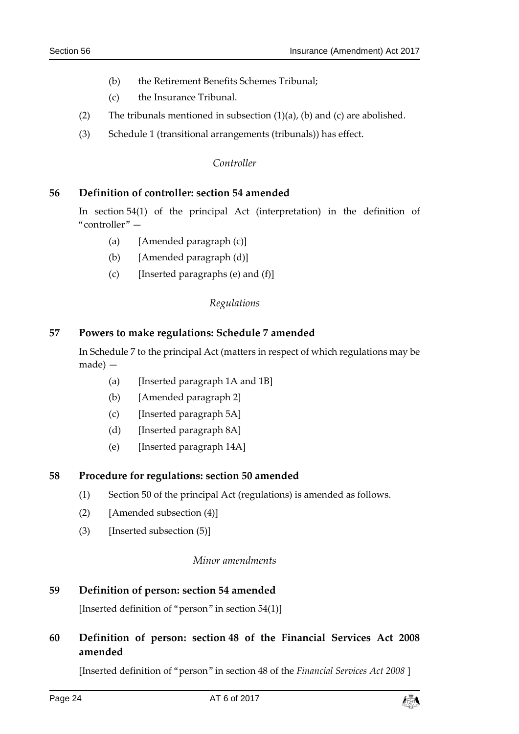(b) the Retirement Benefits Schemes Tribunal;

(c) the Insurance Tribunal.

(2) The tribunals mentioned in subsection (1)(a), (b) and (c) are abolished.

(3) Schedule 1 (transitional arrangements (tribunals)) has effect.

*Controller*

### 56 Definition of controller: section 54 amended

In section 54(1) of the principal Act (interpretation) in the definition of "controller" —

(a) [Amended paragraph (c)]

(b) [Amended paragraph (d)]

(c) [Inserted paragraphs (e) and (f)]

*Regulations*

### 57 Powers to make regulations: Schedule 7 amended

In Schedule 7 to the principal Act (matters in respect of which regulations may be made) —

(a) [Inserted paragraph 1A and 1B]

(b) [Amended paragraph 2]

(c) [Inserted paragraph 5A]

(d) [Inserted paragraph 8A]

(e) [Inserted paragraph 14A]

### 58 Procedure for regulations: section 50 amended

(1) Section 50 of the principal Act (regulations) is amended as follows.

(2) [Amended subsection (4)]

(3) [Inserted subsection (5)]

*Minor amendments*

### 59 Definition of person: section 54 amended

[Inserted definition of "person" in section 54(1)]

### 60 Definition of person: section 48 of the Financial Services Act 2008 amended

[Inserted definition of "person" in section 48 of the *Financial Services Act 2008* ]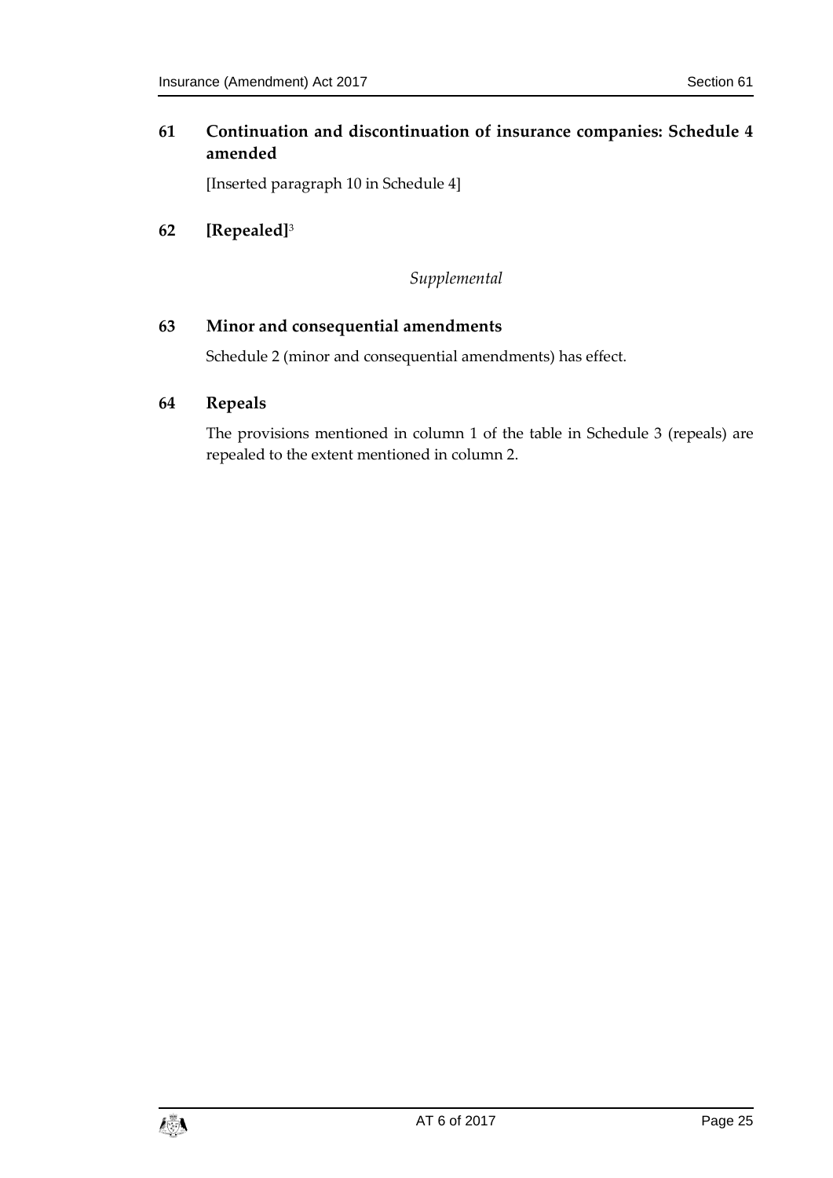## 61 Continuation and discontinuation of insurance companies: Schedule 4 amended

[Inserted paragraph 10 in Schedule 4]

## 62 [Repealed][3]

*Supplemental*

## 63 Minor and consequential amendments

Schedule 2 (minor and consequential amendments) has effect.

## 64 Repeals

The provisions mentioned in column 1 of the table in Schedule 3 (repeals) are repealed to the extent mentioned in column 2.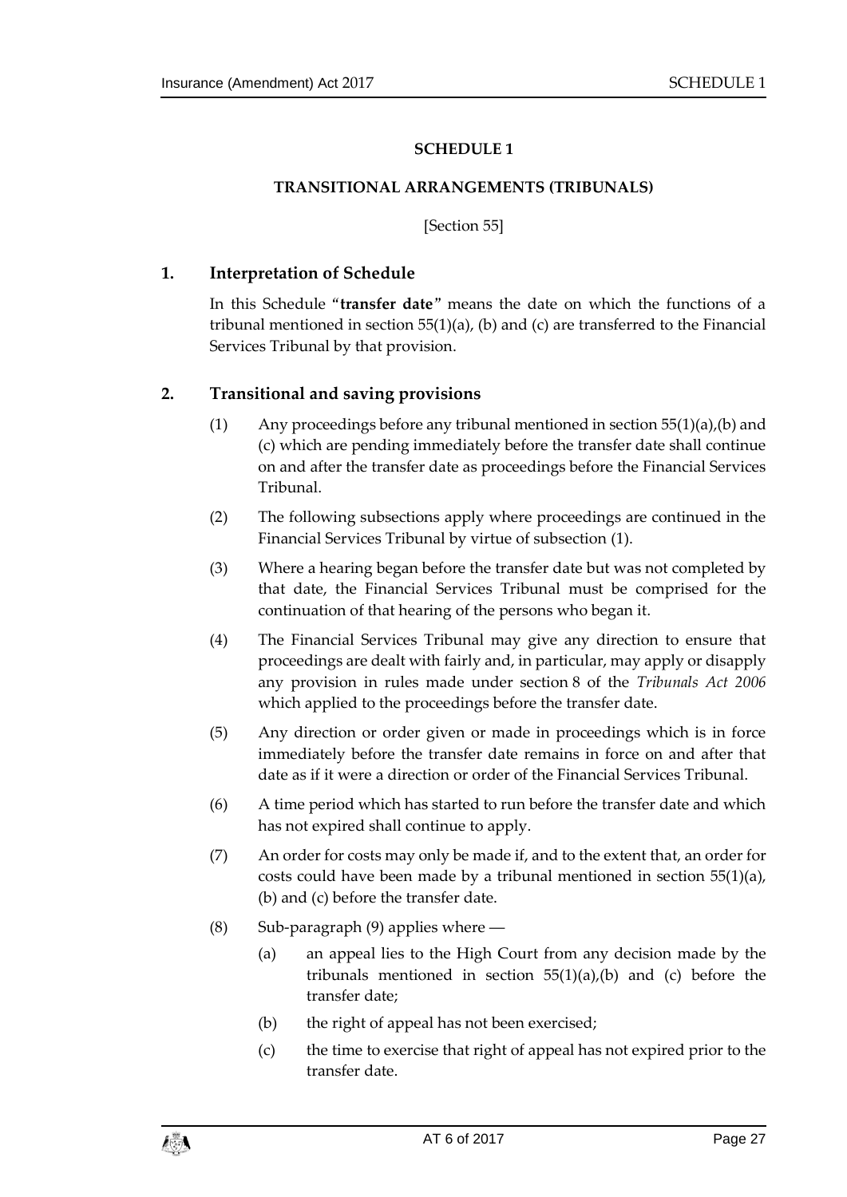# SCHEDULE 1

## TRANSITIONAL ARRANGEMENTS (TRIBUNALS)

[Section 55]

### 1. Interpretation of Schedule

In this Schedule "**transfer date**" means the date on which the functions of a tribunal mentioned in section 55(1)(a), (b) and (c) are transferred to the Financial Services Tribunal by that provision.

### 2. Transitional and saving provisions

(1) Any proceedings before any tribunal mentioned in section 55(1)(a),(b) and (c) which are pending immediately before the transfer date shall continue on and after the transfer date as proceedings before the Financial Services Tribunal.

(2) The following subsections apply where proceedings are continued in the Financial Services Tribunal by virtue of subsection (1).

(3) Where a hearing began before the transfer date but was not completed by that date, the Financial Services Tribunal must be comprised for the continuation of that hearing of the persons who began it.

(4) The Financial Services Tribunal may give any direction to ensure that proceedings are dealt with fairly and, in particular, may apply or disapply any provision in rules made under section 8 of the *Tribunals Act 2006* which applied to the proceedings before the transfer date.

(5) Any direction or order given or made in proceedings which is in force immediately before the transfer date remains in force on and after that date as if it were a direction or order of the Financial Services Tribunal.

(6) A time period which has started to run before the transfer date and which has not expired shall continue to apply.

(7) An order for costs may only be made if, and to the extent that, an order for costs could have been made by a tribunal mentioned in section 55(1)(a), (b) and (c) before the transfer date.

(8) Sub-paragraph (9) applies where —

(a) an appeal lies to the High Court from any decision made by the tribunals mentioned in section 55(1)(a),(b) and (c) before the transfer date;

(b) the right of appeal has not been exercised;

(c) the time to exercise that right of appeal has not expired prior to the transfer date.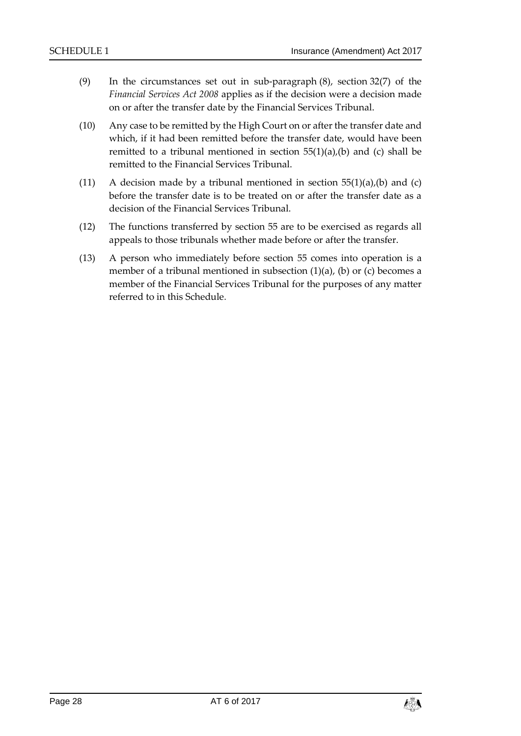(9) In the circumstances set out in sub-paragraph (8), section 32(7) of the *Financial Services Act 2008* applies as if the decision were a decision made on or after the transfer date by the Financial Services Tribunal.

(10) Any case to be remitted by the High Court on or after the transfer date and which, if it had been remitted before the transfer date, would have been remitted to a tribunal mentioned in section 55(1)(a),(b) and (c) shall be remitted to the Financial Services Tribunal.

(11) A decision made by a tribunal mentioned in section 55(1)(a),(b) and (c) before the transfer date is to be treated on or after the transfer date as a decision of the Financial Services Tribunal.

(12) The functions transferred by section 55 are to be exercised as regards all appeals to those tribunals whether made before or after the transfer.

(13) A person who immediately before section 55 comes into operation is a member of a tribunal mentioned in subsection (1)(a), (b) or (c) becomes a member of the Financial Services Tribunal for the purposes of any matter referred to in this Schedule.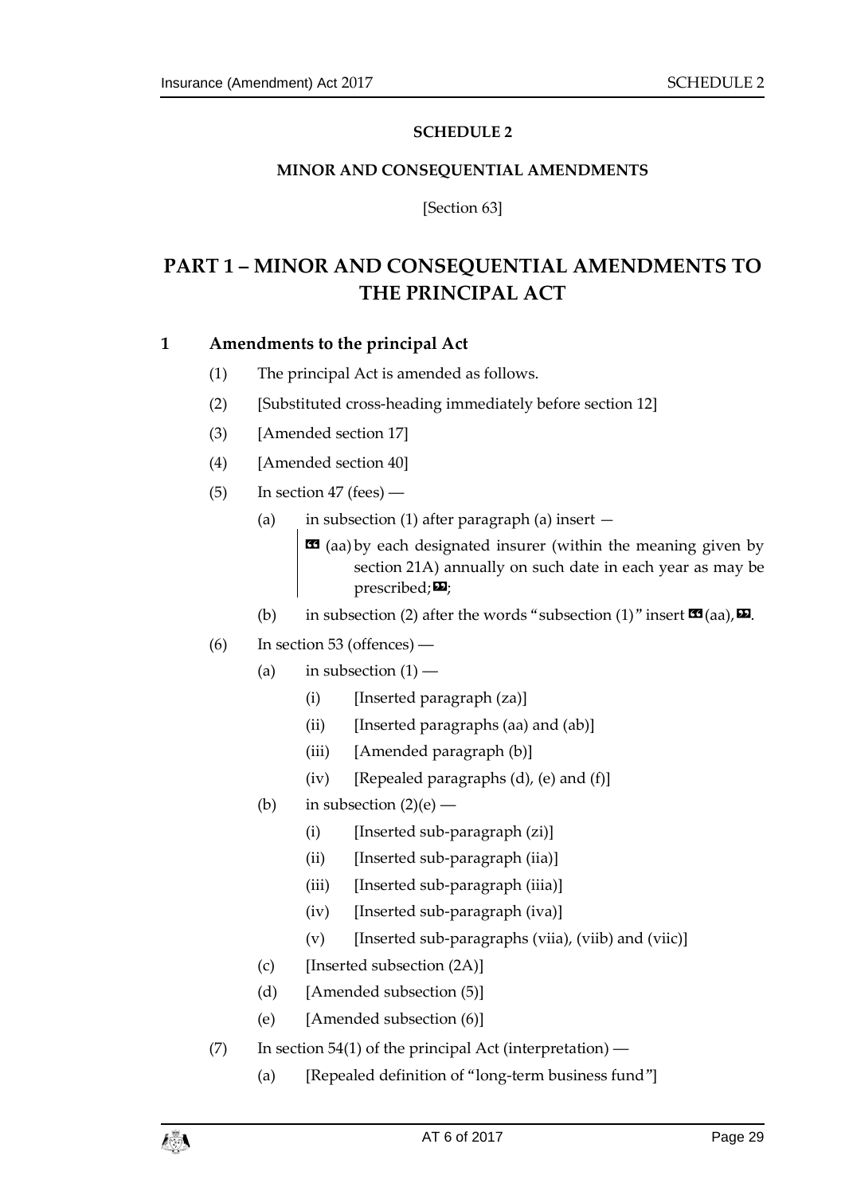**SCHEDULE 2**

**MINOR AND CONSEQUENTIAL AMENDMENTS**

[Section 63]

# PART 1 – MINOR AND CONSEQUENTIAL AMENDMENTS TO THE PRINCIPAL ACT

## 1 Amendments to the principal Act

(1) The principal Act is amended as follows.

(2) [Substituted cross-heading immediately before section 12]

(3) [Amended section 17]

(4) [Amended section 40]

(5) In section 47 (fees) —

(a) in subsection (1) after paragraph (a) insert —

> « (aa) by each designated insurer (within the meaning given by section 21A) annually on such date in each year as may be prescribed; »;

(b) in subsection (2) after the words "subsection (1)" insert « (aa), ».

(6) In section 53 (offences) —

(a) in subsection (1) —

(i) [Inserted paragraph (za)]

(ii) [Inserted paragraphs (aa) and (ab)]

(iii) [Amended paragraph (b)]

(iv) [Repealed paragraphs (d), (e) and (f)]

(b) in subsection (2)(e) —

(i) [Inserted sub-paragraph (zi)]

(ii) [Inserted sub-paragraph (iia)]

(iii) [Inserted sub-paragraph (iiia)]

(iv) [Inserted sub-paragraph (iva)]

(v) [Inserted sub-paragraphs (viia), (viib) and (viic)]

(c) [Inserted subsection (2A)]

(d) [Amended subsection (5)]

(e) [Amended subsection (6)]

(7) In section 54(1) of the principal Act (interpretation) —

(a) [Repealed definition of "long-term business fund"]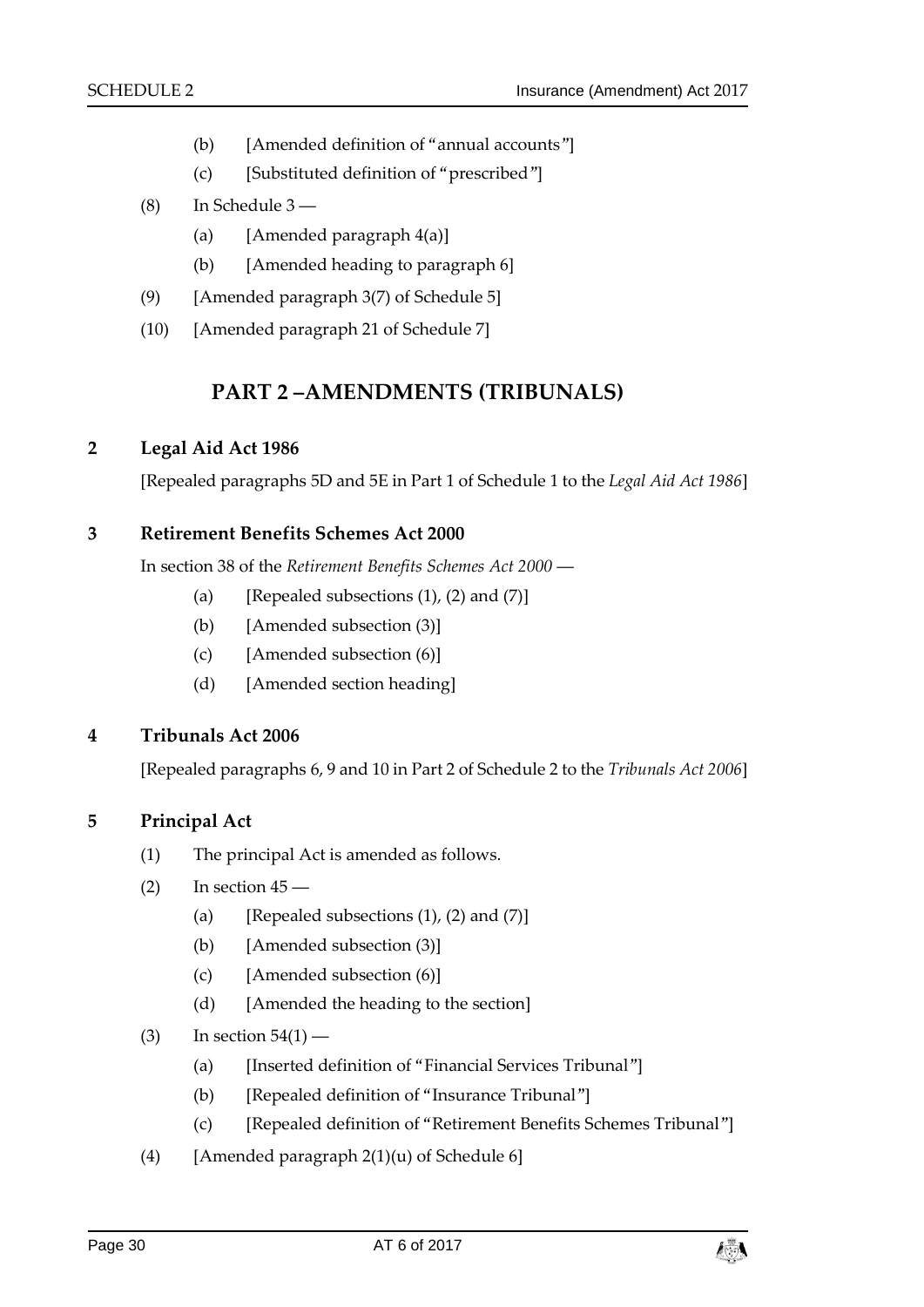(b) [Amended definition of "annual accounts"]

(c) [Substituted definition of "prescribed"]

(8) In Schedule 3 —

(a) [Amended paragraph 4(a)]

(b) [Amended heading to paragraph 6]

(9) [Amended paragraph 3(7) of Schedule 5]

(10) [Amended paragraph 21 of Schedule 7]

## PART 2 –AMENDMENTS (TRIBUNALS)

### 2 Legal Aid Act 1986

[Repealed paragraphs 5D and 5E in Part 1 of Schedule 1 to the *Legal Aid Act 1986*]

### 3 Retirement Benefits Schemes Act 2000

In section 38 of the *Retirement Benefits Schemes Act 2000* —

(a) [Repealed subsections (1), (2) and (7)]

(b) [Amended subsection (3)]

(c) [Amended subsection (6)]

(d) [Amended section heading]

### 4 Tribunals Act 2006

[Repealed paragraphs 6, 9 and 10 in Part 2 of Schedule 2 to the *Tribunals Act 2006*]

### 5 Principal Act

(1) The principal Act is amended as follows.

(2) In section 45 —

(a) [Repealed subsections (1), (2) and (7)]

(b) [Amended subsection (3)]

(c) [Amended subsection (6)]

(d) [Amended the heading to the section]

(3) In section 54(1) —

(a) [Inserted definition of "Financial Services Tribunal"]

(b) [Repealed definition of "Insurance Tribunal"]

(c) [Repealed definition of "Retirement Benefits Schemes Tribunal"]

(4) [Amended paragraph 2(1)(u) of Schedule 6]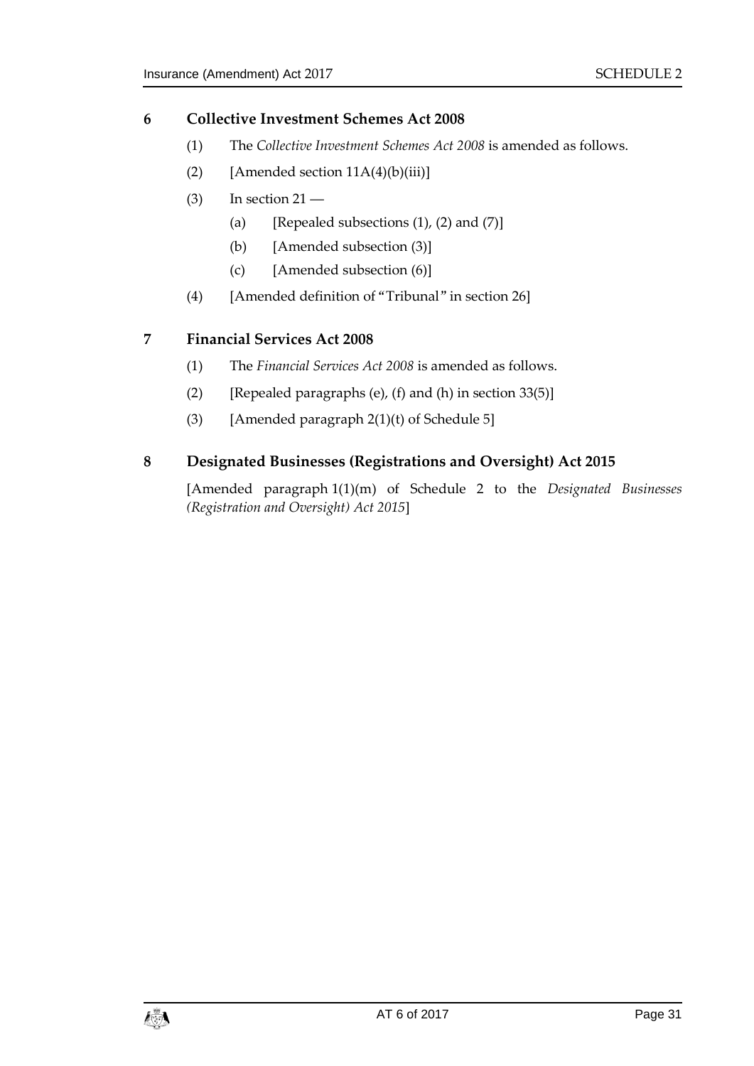## 6 Collective Investment Schemes Act 2008

(1) The *Collective Investment Schemes Act 2008* is amended as follows.

(2) [Amended section 11A(4)(b)(iii)]

(3) In section 21 —

 (a) [Repealed subsections (1), (2) and (7)]

 (b) [Amended subsection (3)]

 (c) [Amended subsection (6)]

(4) [Amended definition of "Tribunal" in section 26]

## 7 Financial Services Act 2008

(1) The *Financial Services Act 2008* is amended as follows.

(2) [Repealed paragraphs (e), (f) and (h) in section 33(5)]

(3) [Amended paragraph 2(1)(t) of Schedule 5]

## 8 Designated Businesses (Registrations and Oversight) Act 2015

[Amended paragraph 1(1)(m) of Schedule 2 to the *Designated Businesses (Registration and Oversight) Act 2015*]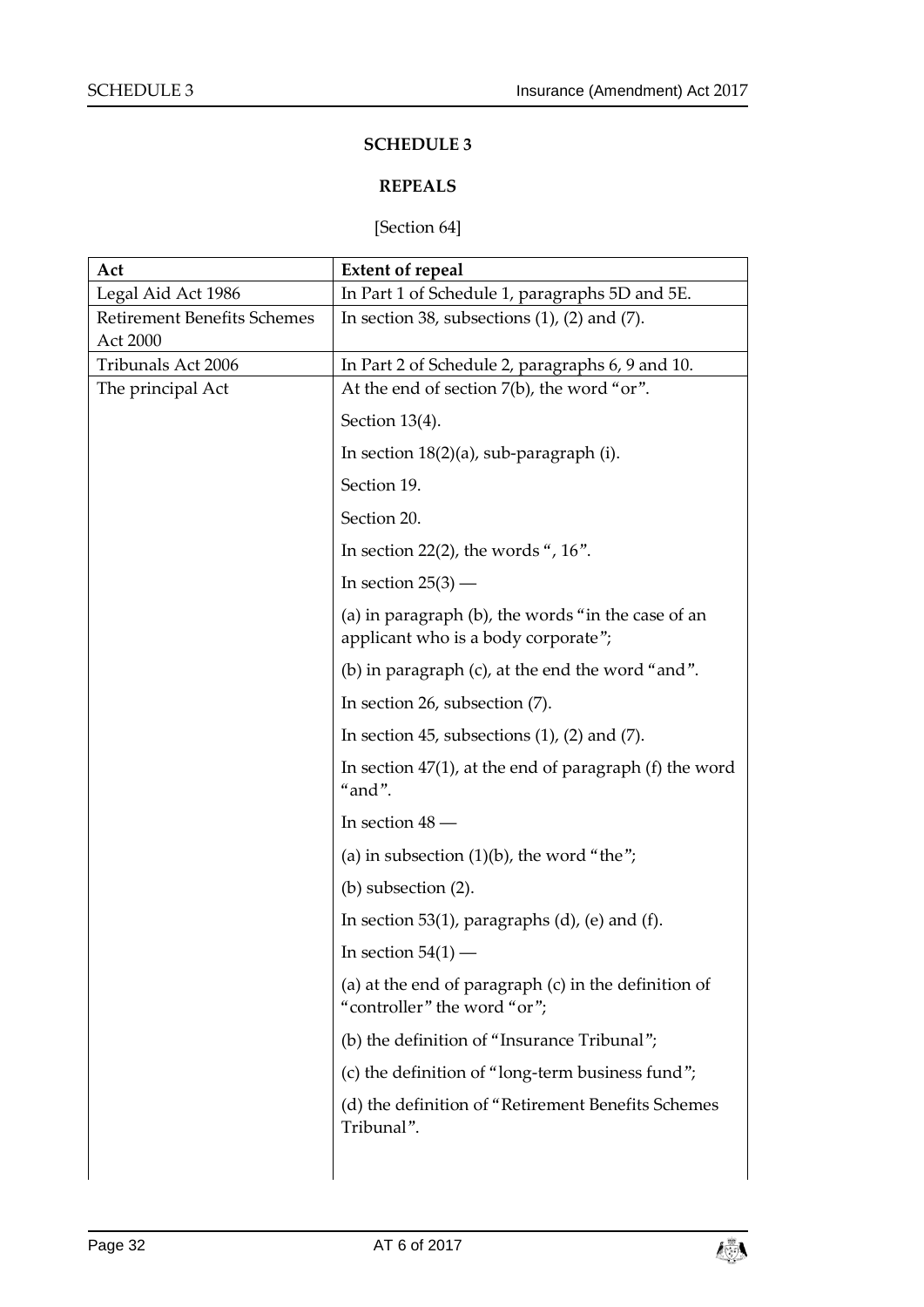## SCHEDULE 3

## REPEALS

[Section 64]

| Act | Extent of repeal |
|---|---|
| Legal Aid Act 1986 | In Part 1 of Schedule 1, paragraphs 5D and 5E. |
| Retirement Benefits Schemes Act 2000 | In section 38, subsections (1), (2) and (7). |
| Tribunals Act 2006 | In Part 2 of Schedule 2, paragraphs 6, 9 and 10. |
| The principal Act | At the end of section 7(b), the word "or". |
| | Section 13(4). |
| | In section 18(2)(a), sub-paragraph (i). |
| | Section 19. |
| | Section 20. |
| | In section 22(2), the words ", 16". |
| | In section 25(3) — |
| | (a) in paragraph (b), the words "in the case of an applicant who is a body corporate"; |
| | (b) in paragraph (c), at the end the word "and". |
| | In section 26, subsection (7). |
| | In section 45, subsections (1), (2) and (7). |
| | In section 47(1), at the end of paragraph (f) the word "and". |
| | In section 48 — |
| | (a) in subsection (1)(b), the word "the"; |
| | (b) subsection (2). |
| | In section 53(1), paragraphs (d), (e) and (f). |
| | In section 54(1) — |
| | (a) at the end of paragraph (c) in the definition of "controller" the word "or"; |
| | (b) the definition of "Insurance Tribunal"; |
| | (c) the definition of "long-term business fund"; |
| | (d) the definition of "Retirement Benefits Schemes Tribunal". |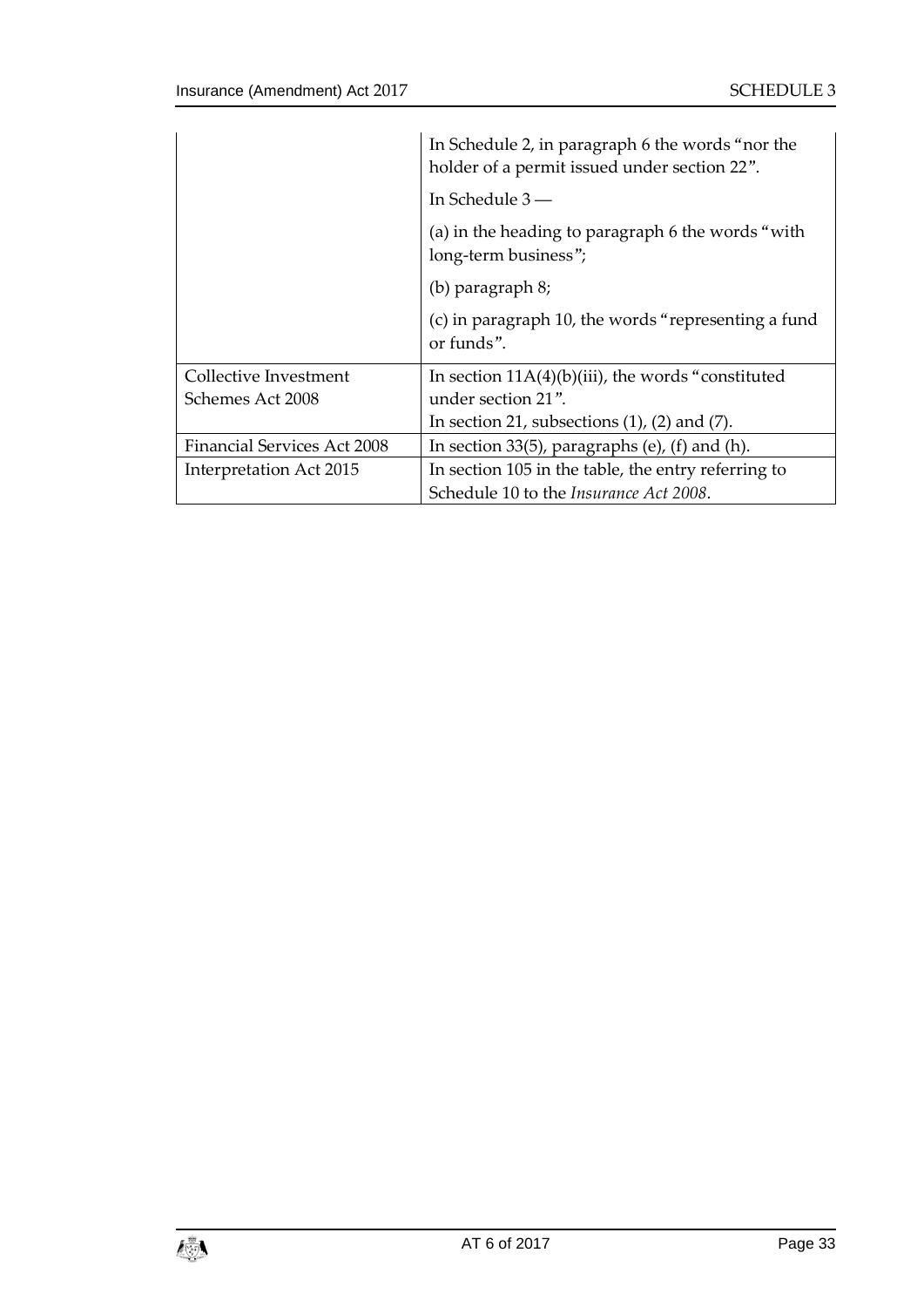| | |
|---|---|
| | In Schedule 2, in paragraph 6 the words "nor the holder of a permit issued under section 22". |
| | In Schedule 3 — |
| | (a) in the heading to paragraph 6 the words "with long-term business"; |
| | (b) paragraph 8; |
| | (c) in paragraph 10, the words "representing a fund or funds". |
| Collective Investment Schemes Act 2008 | In section 11A(4)(b)(iii), the words "constituted under section 21". In section 21, subsections (1), (2) and (7). |
| Financial Services Act 2008 | In section 33(5), paragraphs (e), (f) and (h). |
| Interpretation Act 2015 | In section 105 in the table, the entry referring to Schedule 10 to the *Insurance Act 2008*. |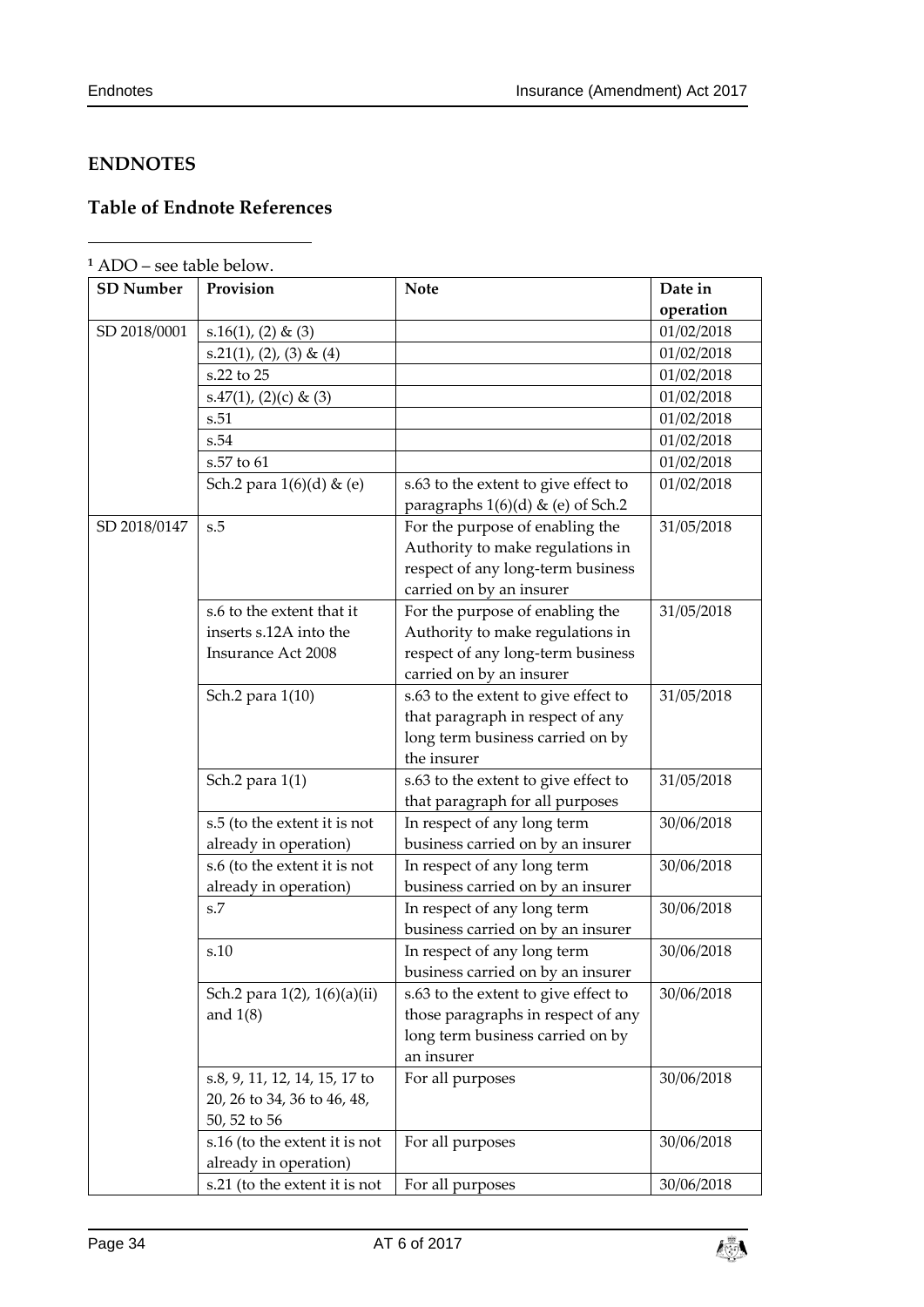## ENDNOTES

### Table of Endnote References

[1] ADO – see table below.

| SD Number | Provision | Note | Date in operation |
|---|---|---|---|
| SD 2018/0001 | s.16(1), (2) & (3) | | 01/02/2018 |
| | s.21(1), (2), (3) & (4) | | 01/02/2018 |
| | s.22 to 25 | | 01/02/2018 |
| | s.47(1), (2)(c) & (3) | | 01/02/2018 |
| | s.51 | | 01/02/2018 |
| | s.54 | | 01/02/2018 |
| | s.57 to 61 | | 01/02/2018 |
| | Sch.2 para 1(6)(d) & (e) | s.63 to the extent to give effect to paragraphs 1(6)(d) & (e) of Sch.2 | 01/02/2018 |
| SD 2018/0147 | s.5 | For the purpose of enabling the Authority to make regulations in respect of any long-term business carried on by an insurer | 31/05/2018 |
| | s.6 to the extent that it inserts s.12A into the Insurance Act 2008 | For the purpose of enabling the Authority to make regulations in respect of any long-term business carried on by an insurer | 31/05/2018 |
| | Sch.2 para 1(10) | s.63 to the extent to give effect to that paragraph in respect of any long term business carried on by the insurer | 31/05/2018 |
| | Sch.2 para 1(1) | s.63 to the extent to give effect to that paragraph for all purposes | 31/05/2018 |
| | s.5 (to the extent it is not already in operation) | In respect of any long term business carried on by an insurer | 30/06/2018 |
| | s.6 (to the extent it is not already in operation) | In respect of any long term business carried on by an insurer | 30/06/2018 |
| | s.7 | In respect of any long term business carried on by an insurer | 30/06/2018 |
| | s.10 | In respect of any long term business carried on by an insurer | 30/06/2018 |
| | Sch.2 para 1(2), 1(6)(a)(ii) and 1(8) | s.63 to the extent to give effect to those paragraphs in respect of any long term business carried on by an insurer | 30/06/2018 |
| | s.8, 9, 11, 12, 14, 15, 17 to 20, 26 to 34, 36 to 46, 48, 50, 52 to 56 | For all purposes | 30/06/2018 |
| | s.16 (to the extent it is not already in operation) | For all purposes | 30/06/2018 |
| | s.21 (to the extent it is not | For all purposes | 30/06/2018 |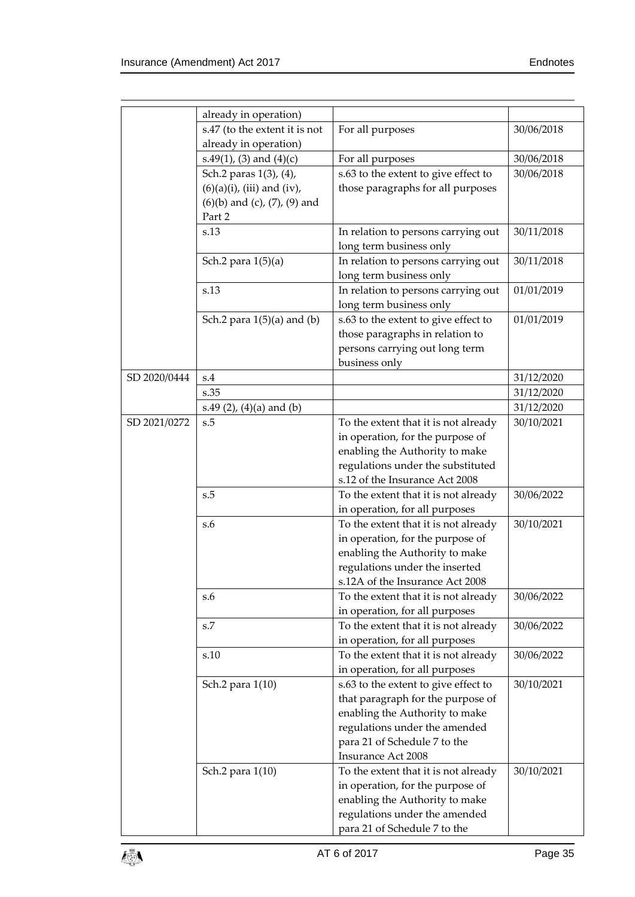| | | | |
|---|---|---|---|
| | already in operation) | | |
| | s.47 (to the extent it is not already in operation) | For all purposes | 30/06/2018 |
| | s.49(1), (3) and (4)(c) | For all purposes | 30/06/2018 |
| | Sch.2 paras 1(3), (4), (6)(a)(i), (iii) and (iv), (6)(b) and (c), (7), (9) and Part 2 | s.63 to the extent to give effect to those paragraphs for all purposes | 30/06/2018 |
| | s.13 | In relation to persons carrying out long term business only | 30/11/2018 |
| | Sch.2 para 1(5)(a) | In relation to persons carrying out long term business only | 30/11/2018 |
| | s.13 | In relation to persons carrying out long term business only | 01/01/2019 |
| | Sch.2 para 1(5)(a) and (b) | s.63 to the extent to give effect to those paragraphs in relation to persons carrying out long term business only | 01/01/2019 |
| SD 2020/0444 | s.4 | | 31/12/2020 |
| | s.35 | | 31/12/2020 |
| | s.49 (2), (4)(a) and (b) | | 31/12/2020 |
| SD 2021/0272 | s.5 | To the extent that it is not already in operation, for the purpose of enabling the Authority to make regulations under the substituted s.12 of the Insurance Act 2008 | 30/10/2021 |
| | s.5 | To the extent that it is not already in operation, for all purposes | 30/06/2022 |
| | s.6 | To the extent that it is not already in operation, for the purpose of enabling the Authority to make regulations under the inserted s.12A of the Insurance Act 2008 | 30/10/2021 |
| | s.6 | To the extent that it is not already in operation, for all purposes | 30/06/2022 |
| | s.7 | To the extent that it is not already in operation, for all purposes | 30/06/2022 |
| | s.10 | To the extent that it is not already in operation, for all purposes | 30/06/2022 |
| | Sch.2 para 1(10) | s.63 to the extent to give effect to that paragraph for the purpose of enabling the Authority to make regulations under the amended para 21 of Schedule 7 to the Insurance Act 2008 | 30/10/2021 |
| | Sch.2 para 1(10) | To the extent that it is not already in operation, for the purpose of enabling the Authority to make regulations under the amended para 21 of Schedule 7 to the | 30/10/2021 |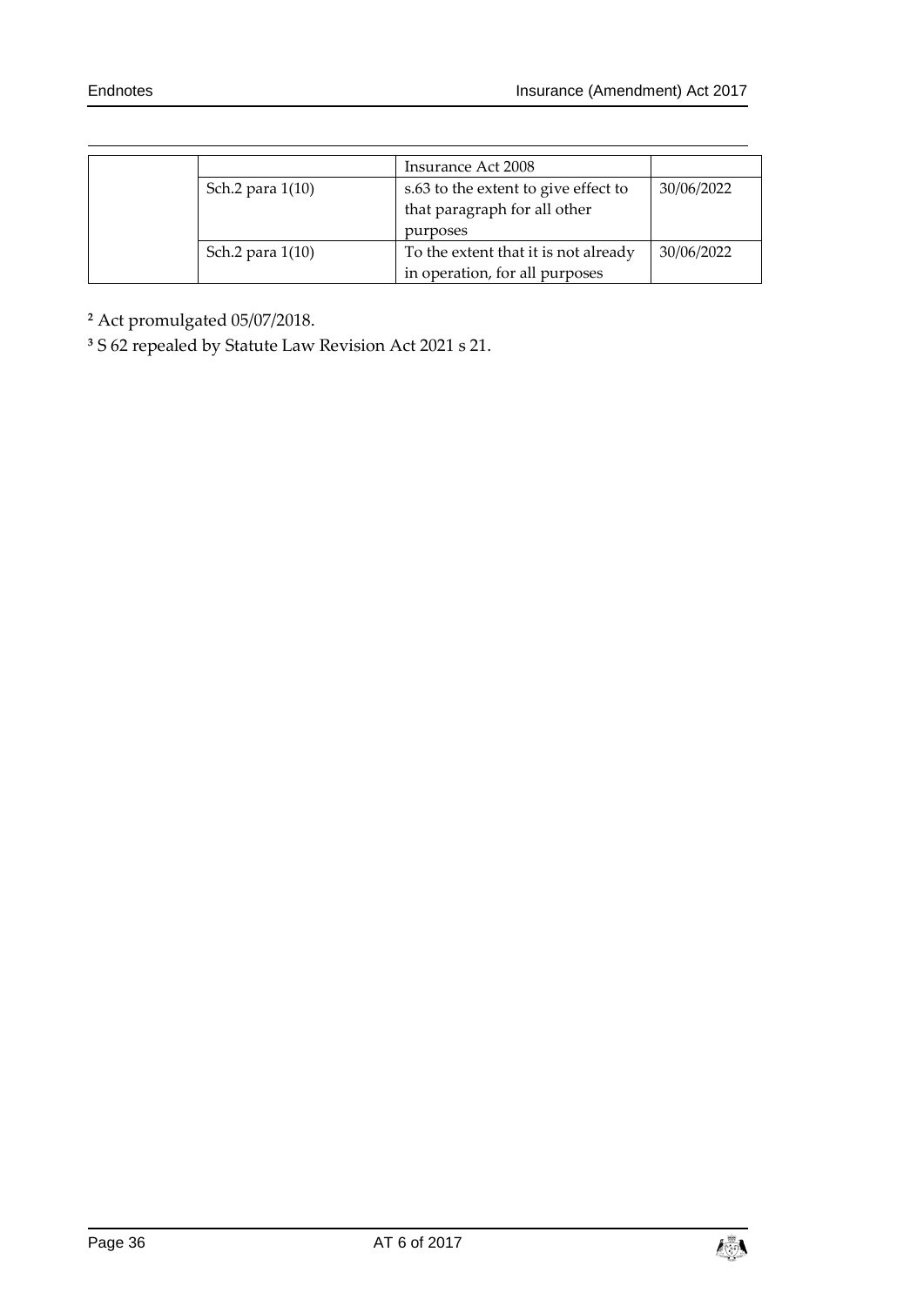| | | | |
|---|---|---|---|
| | | Insurance Act 2008 | |
| | Sch.2 para 1(10) | s.63 to the extent to give effect to that paragraph for all other purposes | 30/06/2022 |
| | Sch.2 para 1(10) | To the extent that it is not already in operation, for all purposes | 30/06/2022 |

[2] Act promulgated 05/07/2018.

[3] S 62 repealed by Statute Law Revision Act 2021 s 21.